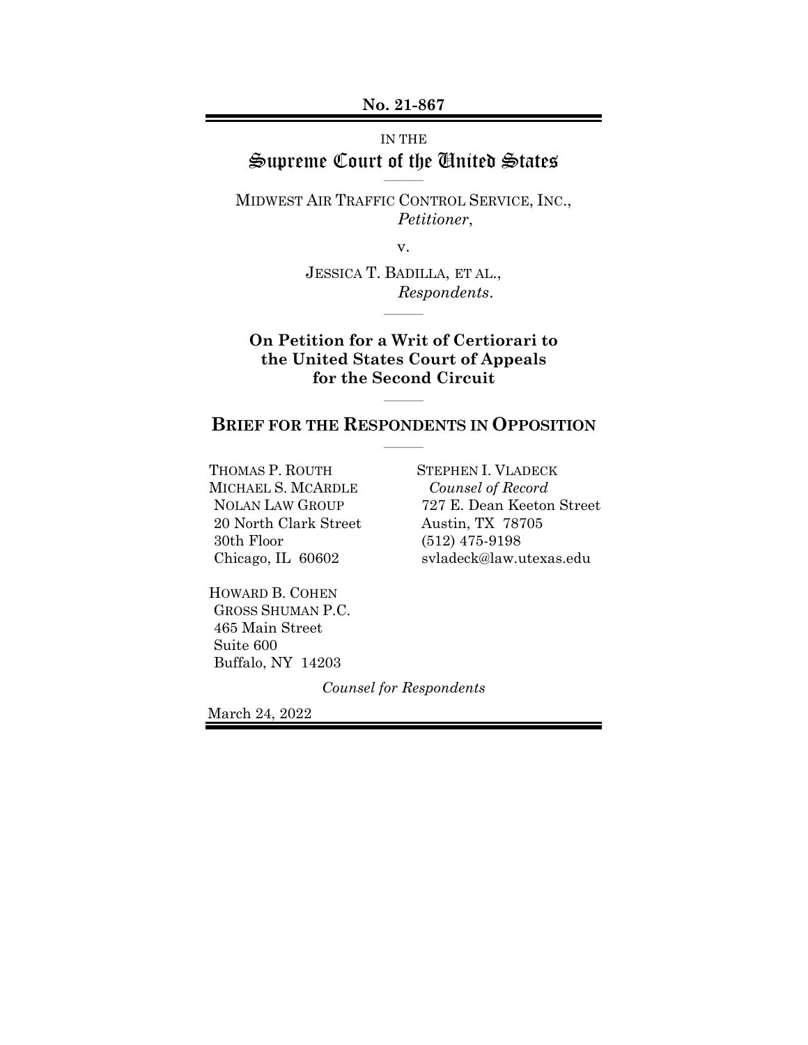**No. 21-867**

IN THE

# Supreme Court of the United States

MIDWEST AIR TRAFFIC CONTROL SERVICE, INC.,
*Petitioner*,

v.

JESSICA T. BADILLA, ET AL.,
*Respondents*.

**On Petition for a Writ of Certiorari to the United States Court of Appeals for the Second Circuit**

## BRIEF FOR THE RESPONDENTS IN OPPOSITION

THOMAS P. ROUTH
MICHAEL S. MCARDLE
NOLAN LAW GROUP
20 North Clark Street
30th Floor
Chicago, IL 60602

STEPHEN I. VLADECK
*Counsel of Record*
727 E. Dean Keeton Street
Austin, TX 78705
(512) 475-9198
svladeck@law.utexas.edu

HOWARD B. COHEN
GROSS SHUMAN P.C.
465 Main Street
Suite 600
Buffalo, NY 14203

*Counsel for Respondents*

March 24, 2022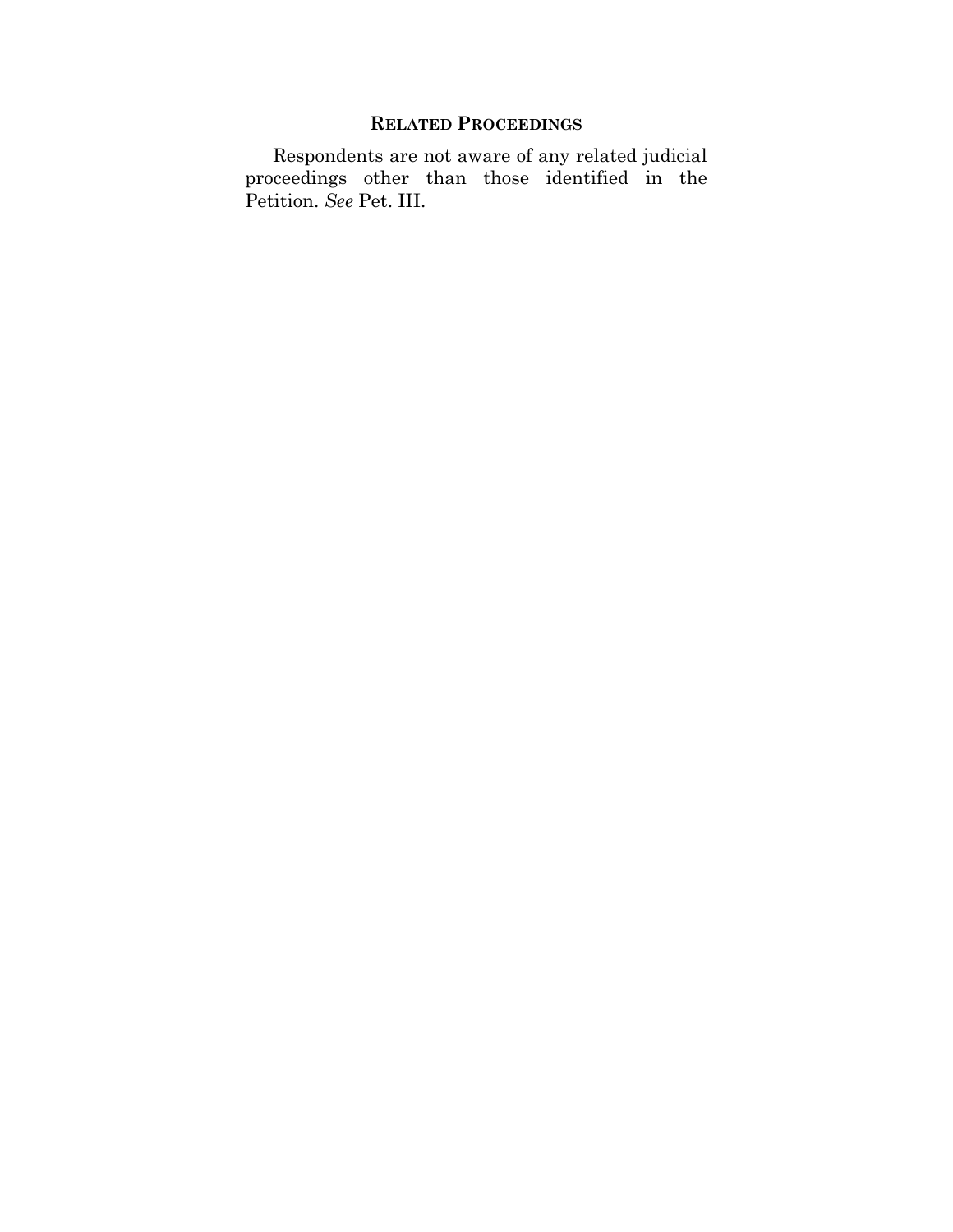## RELATED PROCEEDINGS

Respondents are not aware of any related judicial proceedings other than those identified in the Petition. *See* Pet. III.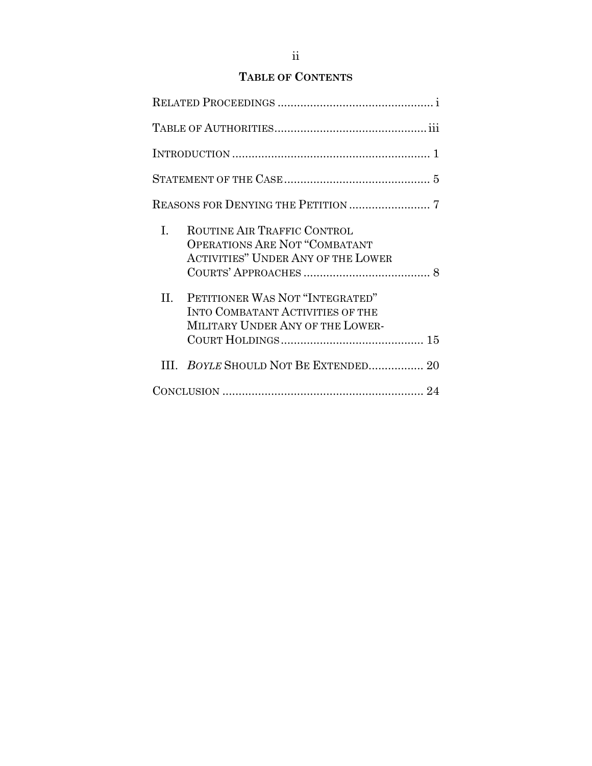## TABLE OF CONTENTS

RELATED PROCEEDINGS ............................................... i

TABLE OF AUTHORITIES............................................... iii

INTRODUCTION ............................................................ 1

STATEMENT OF THE CASE ............................................ 5

REASONS FOR DENYING THE PETITION ......................... 7

I. ROUTINE AIR TRAFFIC CONTROL OPERATIONS ARE NOT "COMBATANT ACTIVITIES" UNDER ANY OF THE LOWER COURTS' APPROACHES ....................................... 8

II. PETITIONER WAS NOT "INTEGRATED" INTO COMBATANT ACTIVITIES OF THE MILITARY UNDER ANY OF THE LOWER-COURT HOLDINGS ............................................ 15

III. *BOYLE* SHOULD NOT BE EXTENDED................. 20

CONCLUSION ............................................................. 24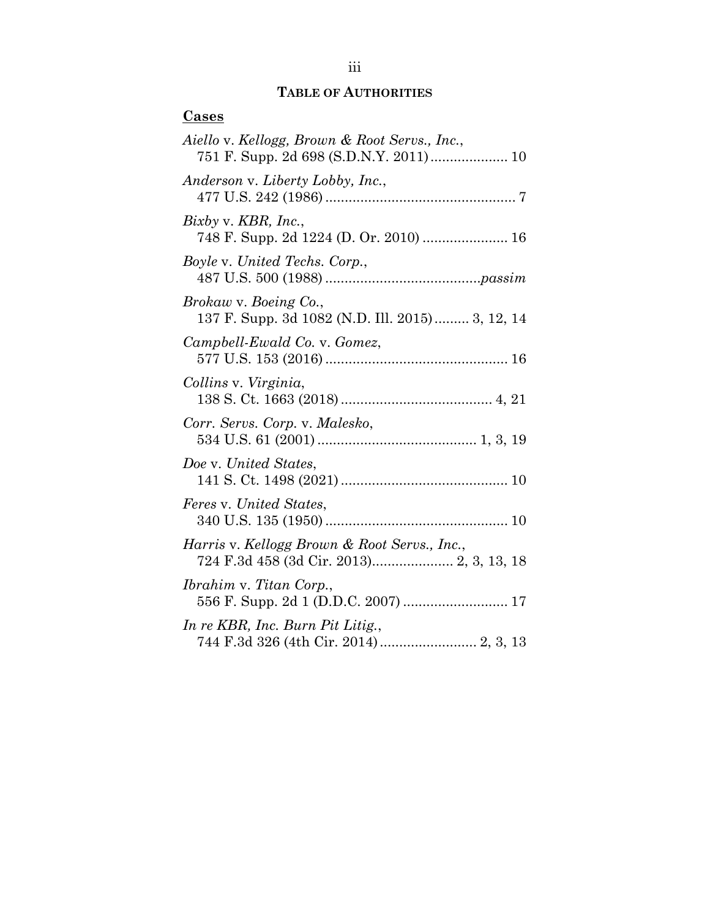**TABLE OF AUTHORITIES**

**Cases**

*Aiello* v. *Kellogg, Brown & Root Servs., Inc.*,
751 F. Supp. 2d 698 (S.D.N.Y. 2011) .................... 10

*Anderson* v. *Liberty Lobby, Inc.*,
477 U.S. 242 (1986) ................................................. 7

*Bixby* v. *KBR, Inc.*,
748 F. Supp. 2d 1224 (D. Or. 2010) ...................... 16

*Boyle* v. *United Techs. Corp.*,
487 U.S. 500 (1988) ........................................*passim*

*Brokaw* v. *Boeing Co.*,
137 F. Supp. 3d 1082 (N.D. Ill. 2015) ......... 3, 12, 14

*Campbell-Ewald Co.* v. *Gomez*,
577 U.S. 153 (2016) ............................................... 16

*Collins* v. *Virginia*,
138 S. Ct. 1663 (2018) ....................................... 4, 21

*Corr. Servs. Corp.* v. *Malesko*,
534 U.S. 61 (2001) ......................................... 1, 3, 19

*Doe* v. *United States*,
141 S. Ct. 1498 (2021) ........................................... 10

*Feres* v. *United States*,
340 U.S. 135 (1950) ............................................... 10

*Harris* v. *Kellogg Brown & Root Servs., Inc.*,
724 F.3d 458 (3d Cir. 2013)..................... 2, 3, 13, 18

*Ibrahim* v. *Titan Corp.*,
556 F. Supp. 2d 1 (D.D.C. 2007) ........................... 17

*In re KBR, Inc. Burn Pit Litig.*,
744 F.3d 326 (4th Cir. 2014) ......................... 2, 3, 13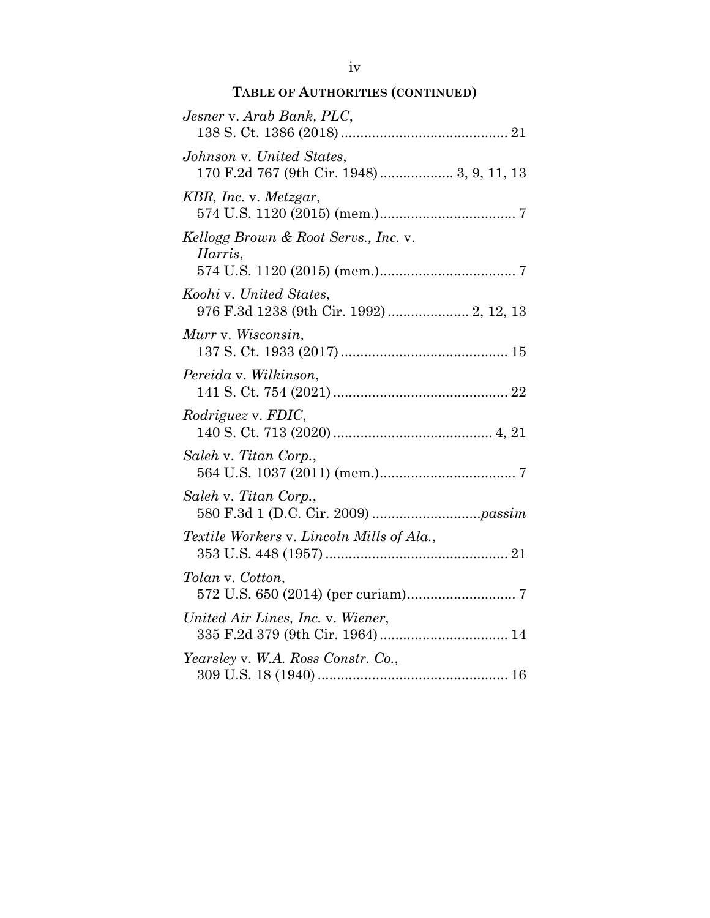**TABLE OF AUTHORITIES (CONTINUED)**

*Jesner* v. *Arab Bank, PLC*,
138 S. Ct. 1386 (2018) .......................................... 21

*Johnson* v. *United States*,
170 F.2d 767 (9th Cir. 1948) .................. 3, 9, 11, 13

*KBR, Inc.* v. *Metzgar*,
574 U.S. 1120 (2015) (mem.) .................................. 7

*Kellogg Brown & Root Servs., Inc.* v. *Harris*,
574 U.S. 1120 (2015) (mem.) .................................. 7

*Koohi* v. *United States*,
976 F.3d 1238 (9th Cir. 1992) .................... 2, 12, 13

*Murr* v. *Wisconsin*,
137 S. Ct. 1933 (2017) .......................................... 15

*Pereida* v. *Wilkinson*,
141 S. Ct. 754 (2021) ............................................ 22

*Rodriguez* v. *FDIC*,
140 S. Ct. 713 (2020) ........................................ 4, 21

*Saleh* v. *Titan Corp.*,
564 U.S. 1037 (2011) (mem.) .................................. 7

*Saleh* v. *Titan Corp.*,
580 F.3d 1 (D.C. Cir. 2009) ........................... *passim*

*Textile Workers* v. *Lincoln Mills of Ala.*,
353 U.S. 448 (1957) .............................................. 21

*Tolan* v. *Cotton*,
572 U.S. 650 (2014) (per curiam) ........................... 7

*United Air Lines, Inc.* v. *Wiener*,
335 F.2d 379 (9th Cir. 1964) ................................ 14

*Yearsley* v. *W.A. Ross Constr. Co.*,
309 U.S. 18 (1940) ................................................ 16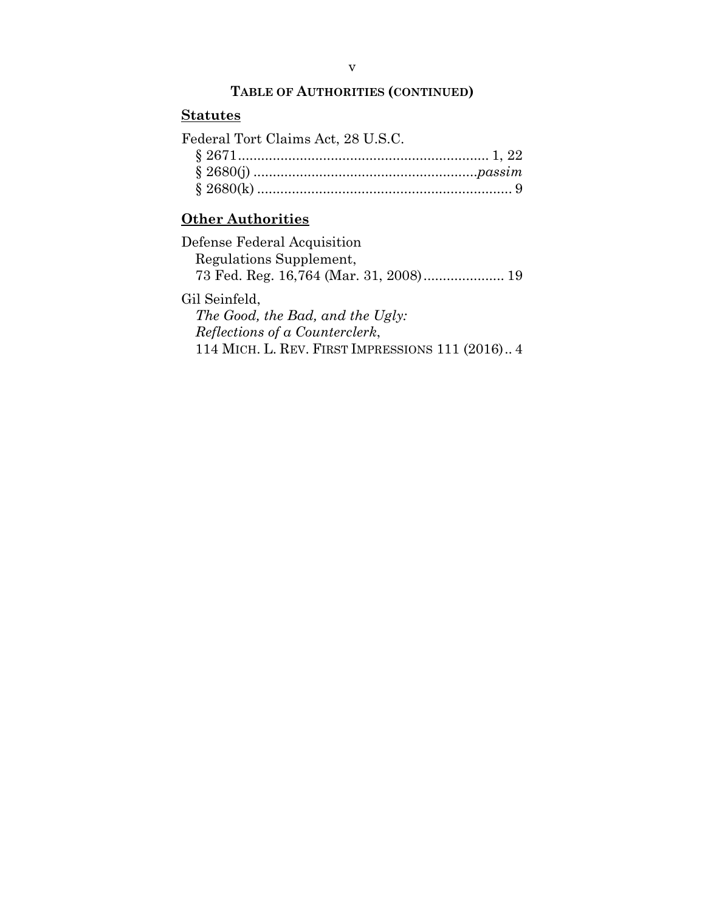**TABLE OF AUTHORITIES (CONTINUED)**

## Statutes

Federal Tort Claims Act, 28 U.S.C.
- § 2671 .......................................................... 1, 22
- § 2680(j) .......................................................... *passim*
- § 2680(k) .......................................................... 9

## Other Authorities

Defense Federal Acquisition Regulations Supplement, 73 Fed. Reg. 16,764 (Mar. 31, 2008) .................... 19

Gil Seinfeld, *The Good, the Bad, and the Ugly: Reflections of a Counterclerk*, 114 MICH. L. REV. FIRST IMPRESSIONS 111 (2016) .. 4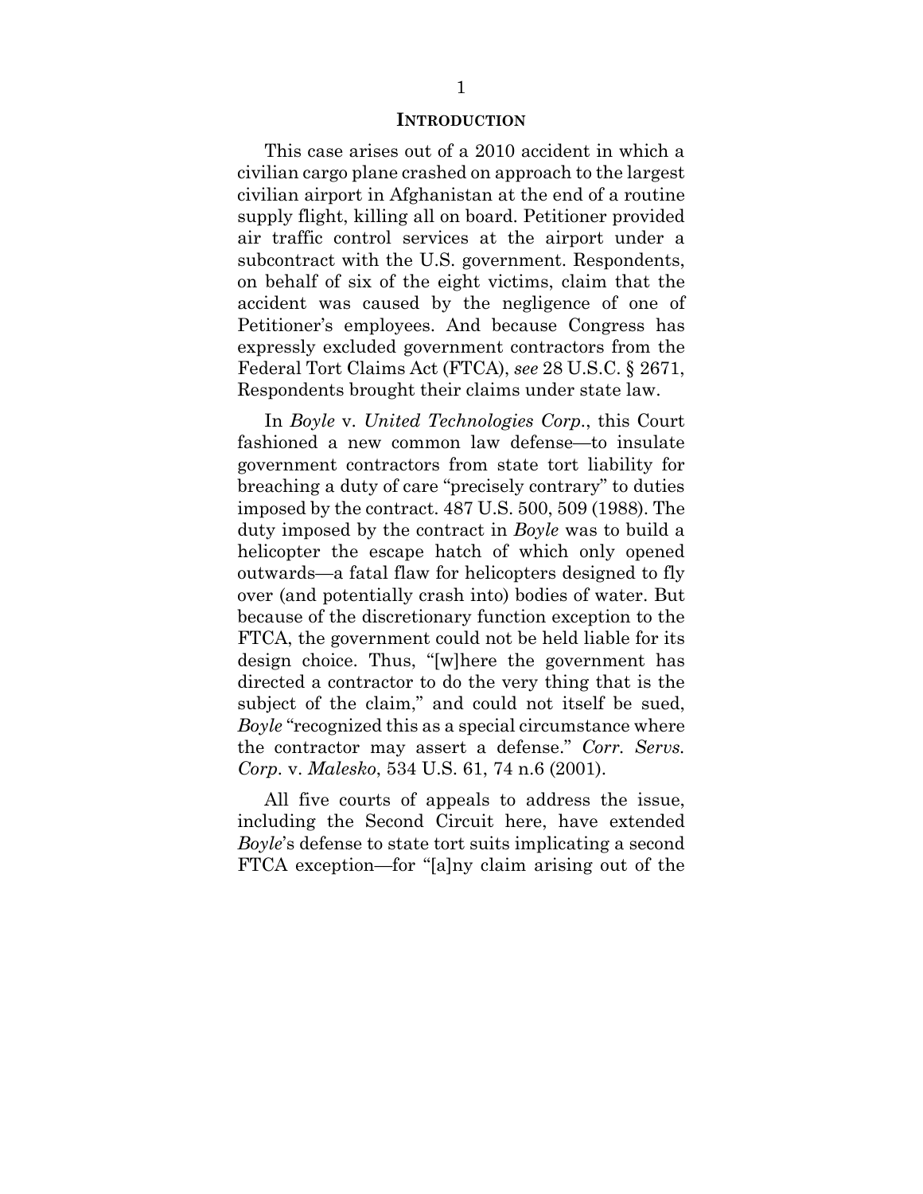## INTRODUCTION

This case arises out of a 2010 accident in which a civilian cargo plane crashed on approach to the largest civilian airport in Afghanistan at the end of a routine supply flight, killing all on board. Petitioner provided air traffic control services at the airport under a subcontract with the U.S. government. Respondents, on behalf of six of the eight victims, claim that the accident was caused by the negligence of one of Petitioner's employees. And because Congress has expressly excluded government contractors from the Federal Tort Claims Act (FTCA), *see* 28 U.S.C. § 2671, Respondents brought their claims under state law.

In *Boyle* v. *United Technologies Corp.*, this Court fashioned a new common law defense—to insulate government contractors from state tort liability for breaching a duty of care "precisely contrary" to duties imposed by the contract. 487 U.S. 500, 509 (1988). The duty imposed by the contract in *Boyle* was to build a helicopter the escape hatch of which only opened outwards—a fatal flaw for helicopters designed to fly over (and potentially crash into) bodies of water. But because of the discretionary function exception to the FTCA, the government could not be held liable for its design choice. Thus, "[w]here the government has directed a contractor to do the very thing that is the subject of the claim," and could not itself be sued, *Boyle* "recognized this as a special circumstance where the contractor may assert a defense." *Corr. Servs. Corp.* v. *Malesko*, 534 U.S. 61, 74 n.6 (2001).

All five courts of appeals to address the issue, including the Second Circuit here, have extended *Boyle*'s defense to state tort suits implicating a second FTCA exception—for "[a]ny claim arising out of the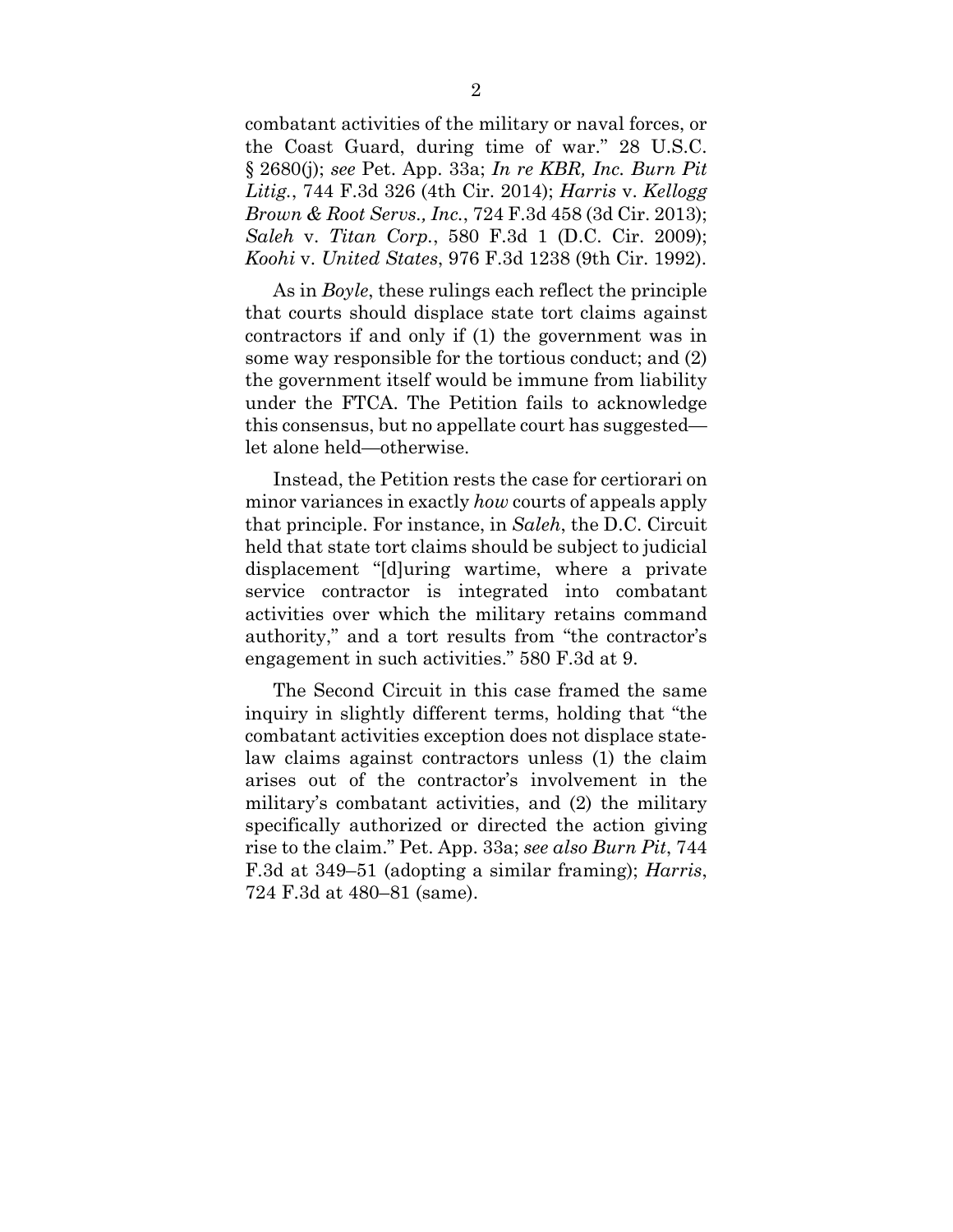combatant activities of the military or naval forces, or the Coast Guard, during time of war." 28 U.S.C. § 2680(j); *see* Pet. App. 33a; *In re KBR, Inc. Burn Pit Litig.*, 744 F.3d 326 (4th Cir. 2014); *Harris* v. *Kellogg Brown & Root Servs., Inc.*, 724 F.3d 458 (3d Cir. 2013); *Saleh* v. *Titan Corp.*, 580 F.3d 1 (D.C. Cir. 2009); *Koohi* v. *United States*, 976 F.3d 1238 (9th Cir. 1992).

As in *Boyle*, these rulings each reflect the principle that courts should displace state tort claims against contractors if and only if (1) the government was in some way responsible for the tortious conduct; and (2) the government itself would be immune from liability under the FTCA. The Petition fails to acknowledge this consensus, but no appellate court has suggested—let alone held—otherwise.

Instead, the Petition rests the case for certiorari on minor variances in exactly *how* courts of appeals apply that principle. For instance, in *Saleh*, the D.C. Circuit held that state tort claims should be subject to judicial displacement "[d]uring wartime, where a private service contractor is integrated into combatant activities over which the military retains command authority," and a tort results from "the contractor's engagement in such activities." 580 F.3d at 9.

The Second Circuit in this case framed the same inquiry in slightly different terms, holding that "the combatant activities exception does not displace state-law claims against contractors unless (1) the claim arises out of the contractor's involvement in the military's combatant activities, and (2) the military specifically authorized or directed the action giving rise to the claim." Pet. App. 33a; *see also Burn Pit*, 744 F.3d at 349–51 (adopting a similar framing); *Harris*, 724 F.3d at 480–81 (same).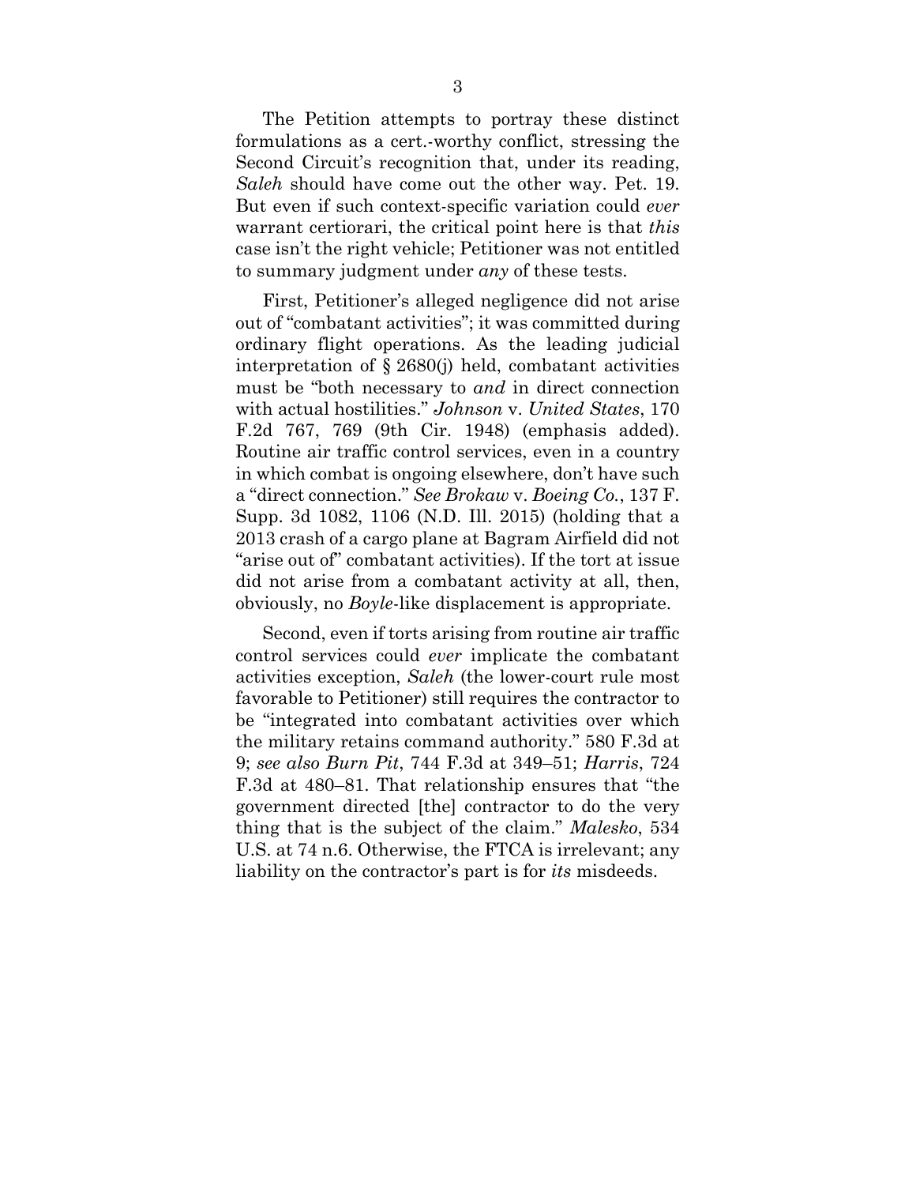The Petition attempts to portray these distinct formulations as a cert.-worthy conflict, stressing the Second Circuit's recognition that, under its reading, *Saleh* should have come out the other way. Pet. 19. But even if such context-specific variation could *ever* warrant certiorari, the critical point here is that *this* case isn't the right vehicle; Petitioner was not entitled to summary judgment under *any* of these tests.

First, Petitioner's alleged negligence did not arise out of "combatant activities"; it was committed during ordinary flight operations. As the leading judicial interpretation of § 2680(j) held, combatant activities must be "both necessary to *and* in direct connection with actual hostilities." *Johnson* v. *United States*, 170 F.2d 767, 769 (9th Cir. 1948) (emphasis added). Routine air traffic control services, even in a country in which combat is ongoing elsewhere, don't have such a "direct connection." *See Brokaw* v. *Boeing Co.*, 137 F. Supp. 3d 1082, 1106 (N.D. Ill. 2015) (holding that a 2013 crash of a cargo plane at Bagram Airfield did not "arise out of" combatant activities). If the tort at issue did not arise from a combatant activity at all, then, obviously, no *Boyle*-like displacement is appropriate.

Second, even if torts arising from routine air traffic control services could *ever* implicate the combatant activities exception, *Saleh* (the lower-court rule most favorable to Petitioner) still requires the contractor to be "integrated into combatant activities over which the military retains command authority." 580 F.3d at 9; *see also Burn Pit*, 744 F.3d at 349–51; *Harris*, 724 F.3d at 480–81. That relationship ensures that "the government directed [the] contractor to do the very thing that is the subject of the claim." *Malesko*, 534 U.S. at 74 n.6. Otherwise, the FTCA is irrelevant; any liability on the contractor's part is for *its* misdeeds.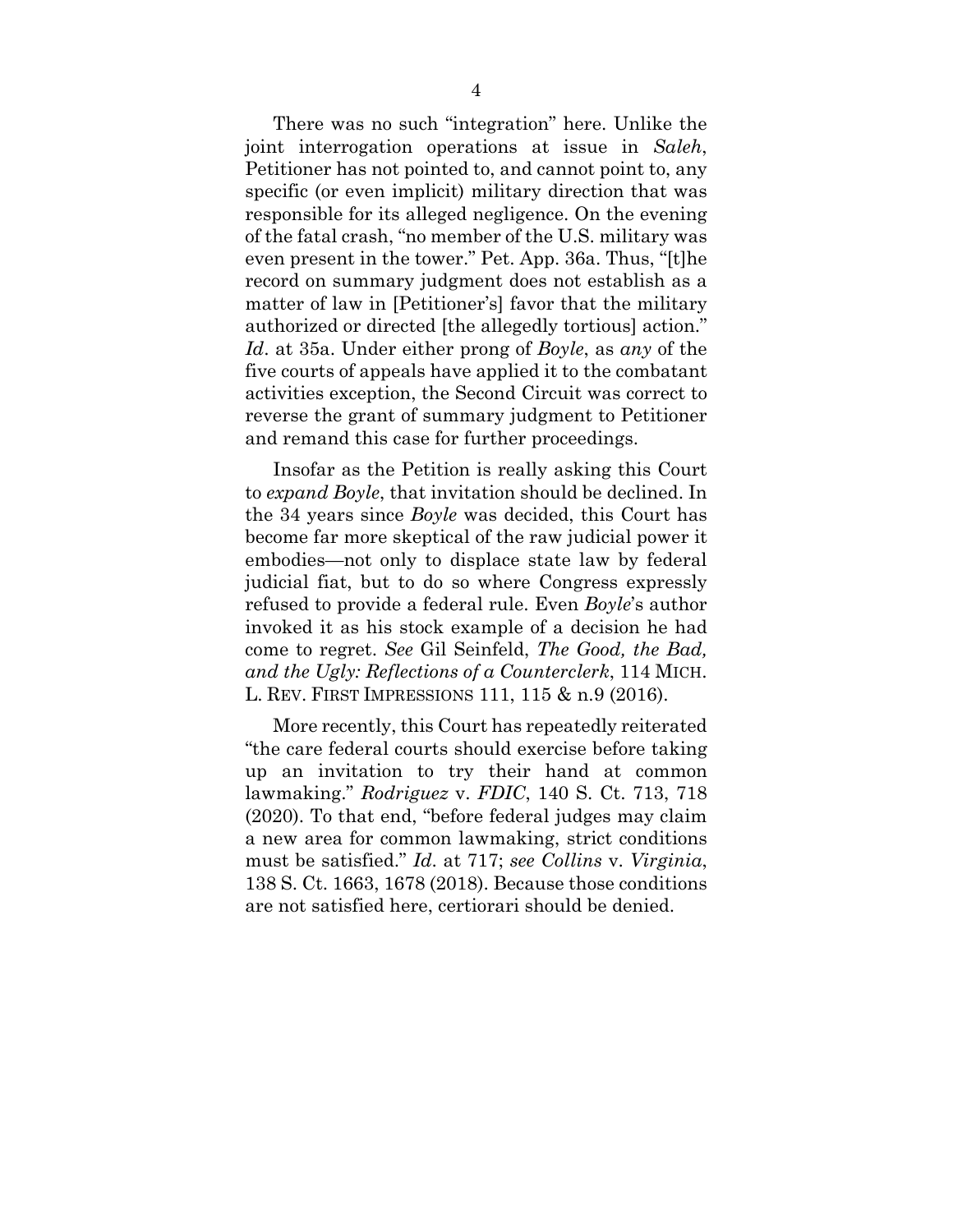There was no such "integration" here. Unlike the joint interrogation operations at issue in *Saleh*, Petitioner has not pointed to, and cannot point to, any specific (or even implicit) military direction that was responsible for its alleged negligence. On the evening of the fatal crash, "no member of the U.S. military was even present in the tower." Pet. App. 36a. Thus, "[t]he record on summary judgment does not establish as a matter of law in [Petitioner's] favor that the military authorized or directed [the allegedly tortious] action." *Id*. at 35a. Under either prong of *Boyle*, as *any* of the five courts of appeals have applied it to the combatant activities exception, the Second Circuit was correct to reverse the grant of summary judgment to Petitioner and remand this case for further proceedings.

Insofar as the Petition is really asking this Court to *expand Boyle*, that invitation should be declined. In the 34 years since *Boyle* was decided, this Court has become far more skeptical of the raw judicial power it embodies—not only to displace state law by federal judicial fiat, but to do so where Congress expressly refused to provide a federal rule. Even *Boyle*'s author invoked it as his stock example of a decision he had come to regret. *See* Gil Seinfeld, *The Good, the Bad, and the Ugly: Reflections of a Counterclerk*, 114 MICH. L. REV. FIRST IMPRESSIONS 111, 115 & n.9 (2016).

More recently, this Court has repeatedly reiterated "the care federal courts should exercise before taking up an invitation to try their hand at common lawmaking." *Rodriguez* v. *FDIC*, 140 S. Ct. 713, 718 (2020). To that end, "before federal judges may claim a new area for common lawmaking, strict conditions must be satisfied." *Id*. at 717; *see Collins* v. *Virginia*, 138 S. Ct. 1663, 1678 (2018). Because those conditions are not satisfied here, certiorari should be denied.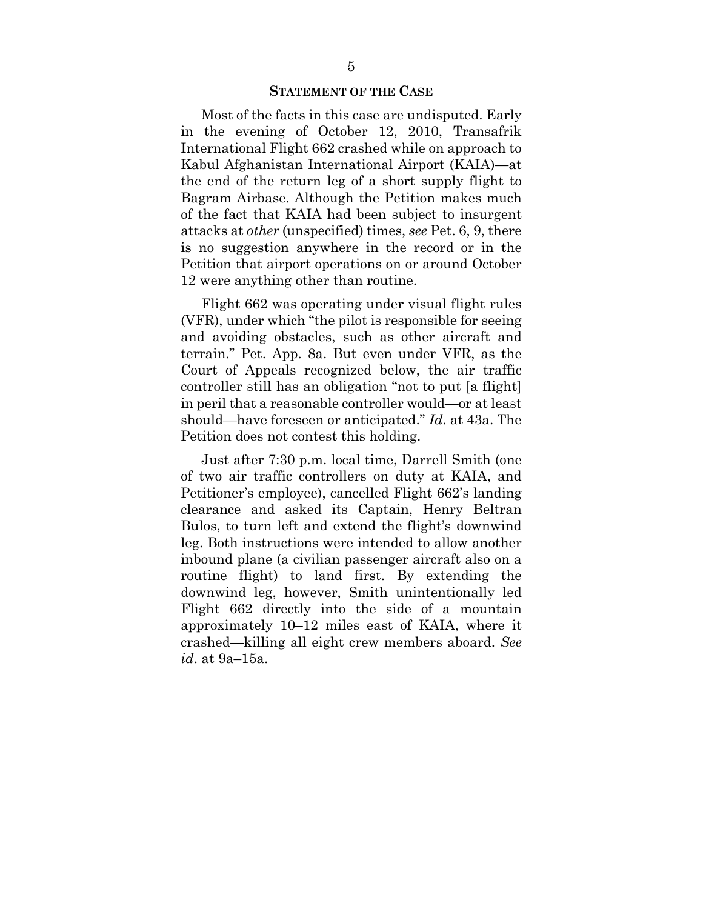## STATEMENT OF THE CASE

Most of the facts in this case are undisputed. Early in the evening of October 12, 2010, Transafrik International Flight 662 crashed while on approach to Kabul Afghanistan International Airport (KAIA)—at the end of the return leg of a short supply flight to Bagram Airbase. Although the Petition makes much of the fact that KAIA had been subject to insurgent attacks at *other* (unspecified) times, *see* Pet. 6, 9, there is no suggestion anywhere in the record or in the Petition that airport operations on or around October 12 were anything other than routine.

Flight 662 was operating under visual flight rules (VFR), under which "the pilot is responsible for seeing and avoiding obstacles, such as other aircraft and terrain." Pet. App. 8a. But even under VFR, as the Court of Appeals recognized below, the air traffic controller still has an obligation "not to put [a flight] in peril that a reasonable controller would—or at least should—have foreseen or anticipated." *Id*. at 43a. The Petition does not contest this holding.

Just after 7:30 p.m. local time, Darrell Smith (one of two air traffic controllers on duty at KAIA, and Petitioner's employee), cancelled Flight 662's landing clearance and asked its Captain, Henry Beltran Bulos, to turn left and extend the flight's downwind leg. Both instructions were intended to allow another inbound plane (a civilian passenger aircraft also on a routine flight) to land first. By extending the downwind leg, however, Smith unintentionally led Flight 662 directly into the side of a mountain approximately 10–12 miles east of KAIA, where it crashed—killing all eight crew members aboard. *See id*. at 9a–15a.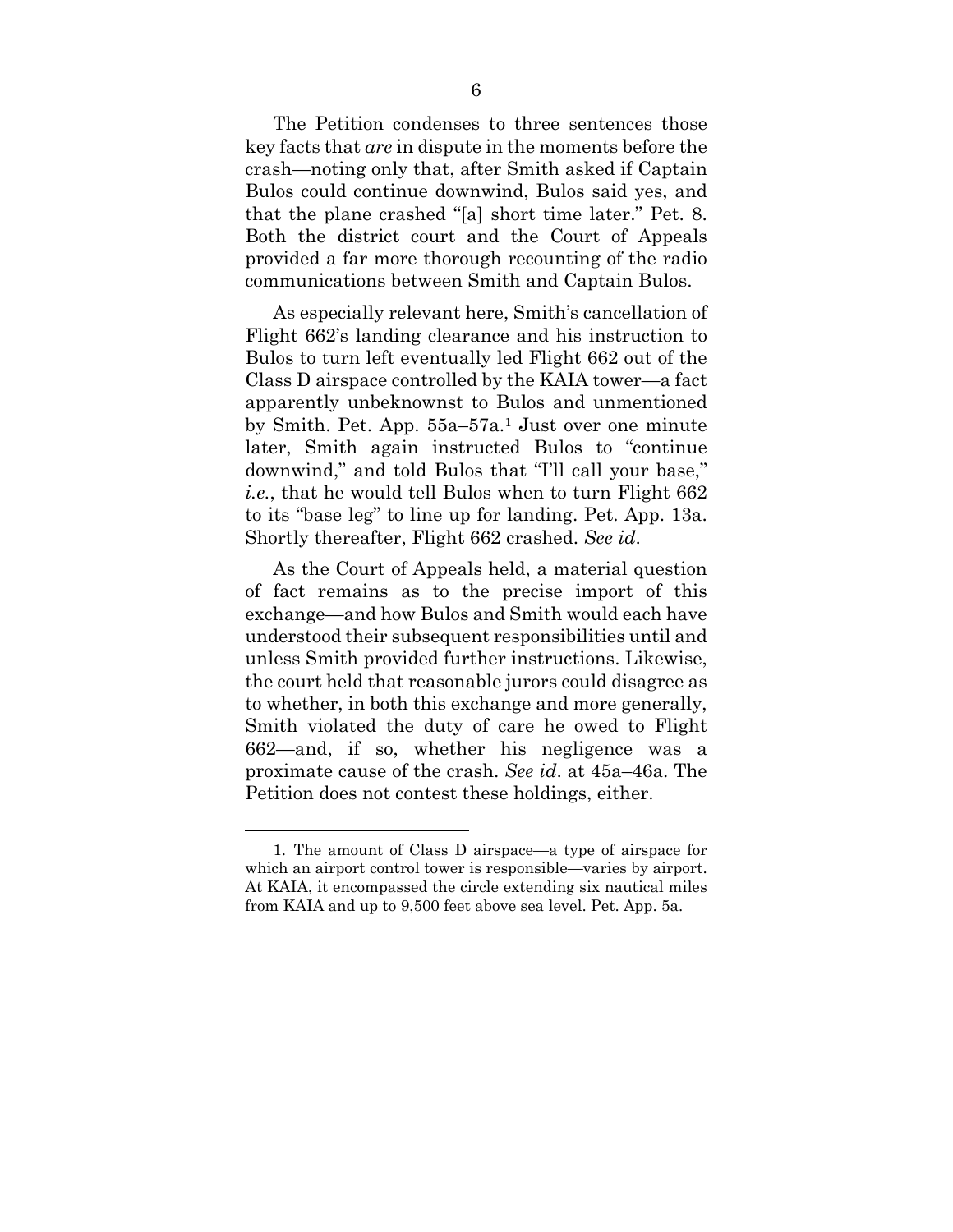The Petition condenses to three sentences those key facts that *are* in dispute in the moments before the crash—noting only that, after Smith asked if Captain Bulos could continue downwind, Bulos said yes, and that the plane crashed "[a] short time later." Pet. 8. Both the district court and the Court of Appeals provided a far more thorough recounting of the radio communications between Smith and Captain Bulos.

As especially relevant here, Smith's cancellation of Flight 662's landing clearance and his instruction to Bulos to turn left eventually led Flight 662 out of the Class D airspace controlled by the KAIA tower—a fact apparently unbeknownst to Bulos and unmentioned by Smith. Pet. App. 55a–57a.[1] Just over one minute later, Smith again instructed Bulos to "continue downwind," and told Bulos that "I'll call your base," *i.e.*, that he would tell Bulos when to turn Flight 662 to its "base leg" to line up for landing. Pet. App. 13a. Shortly thereafter, Flight 662 crashed. *See id*.

As the Court of Appeals held, a material question of fact remains as to the precise import of this exchange—and how Bulos and Smith would each have understood their subsequent responsibilities until and unless Smith provided further instructions. Likewise, the court held that reasonable jurors could disagree as to whether, in both this exchange and more generally, Smith violated the duty of care he owed to Flight 662—and, if so, whether his negligence was a proximate cause of the crash. *See id*. at 45a–46a. The Petition does not contest these holdings, either.

---

1. The amount of Class D airspace—a type of airspace for which an airport control tower is responsible—varies by airport. At KAIA, it encompassed the circle extending six nautical miles from KAIA and up to 9,500 feet above sea level. Pet. App. 5a.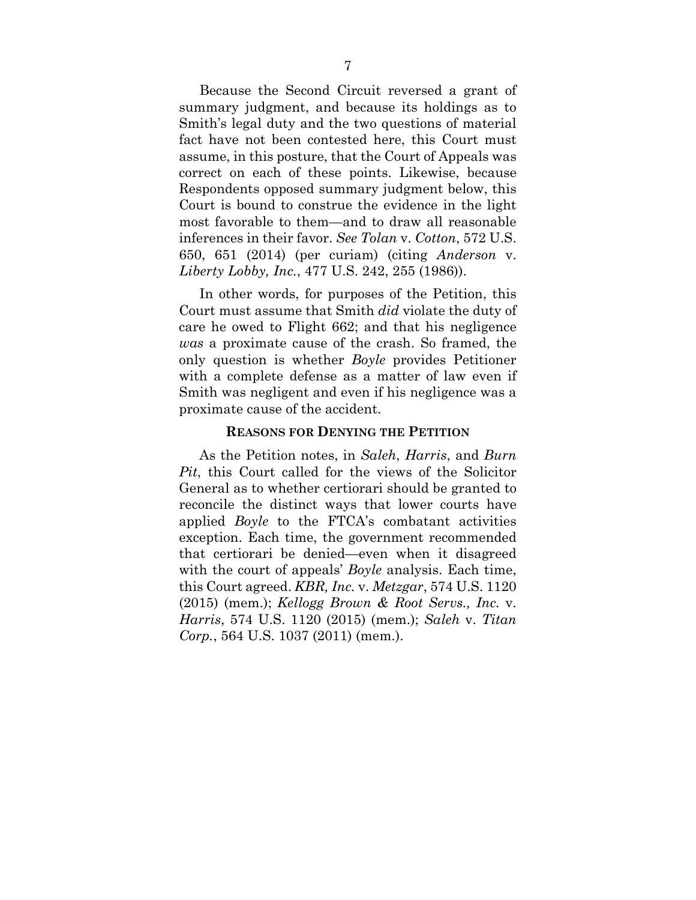Because the Second Circuit reversed a grant of summary judgment, and because its holdings as to Smith's legal duty and the two questions of material fact have not been contested here, this Court must assume, in this posture, that the Court of Appeals was correct on each of these points. Likewise, because Respondents opposed summary judgment below, this Court is bound to construe the evidence in the light most favorable to them—and to draw all reasonable inferences in their favor. *See Tolan* v. *Cotton*, 572 U.S. 650, 651 (2014) (per curiam) (citing *Anderson* v. *Liberty Lobby, Inc.*, 477 U.S. 242, 255 (1986)).

In other words, for purposes of the Petition, this Court must assume that Smith *did* violate the duty of care he owed to Flight 662; and that his negligence *was* a proximate cause of the crash. So framed, the only question is whether *Boyle* provides Petitioner with a complete defense as a matter of law even if Smith was negligent and even if his negligence was a proximate cause of the accident.

## REASONS FOR DENYING THE PETITION

As the Petition notes, in *Saleh*, *Harris*, and *Burn Pit*, this Court called for the views of the Solicitor General as to whether certiorari should be granted to reconcile the distinct ways that lower courts have applied *Boyle* to the FTCA's combatant activities exception. Each time, the government recommended that certiorari be denied—even when it disagreed with the court of appeals' *Boyle* analysis. Each time, this Court agreed. *KBR, Inc.* v. *Metzgar*, 574 U.S. 1120 (2015) (mem.); *Kellogg Brown & Root Servs., Inc.* v. *Harris*, 574 U.S. 1120 (2015) (mem.); *Saleh* v. *Titan Corp.*, 564 U.S. 1037 (2011) (mem.).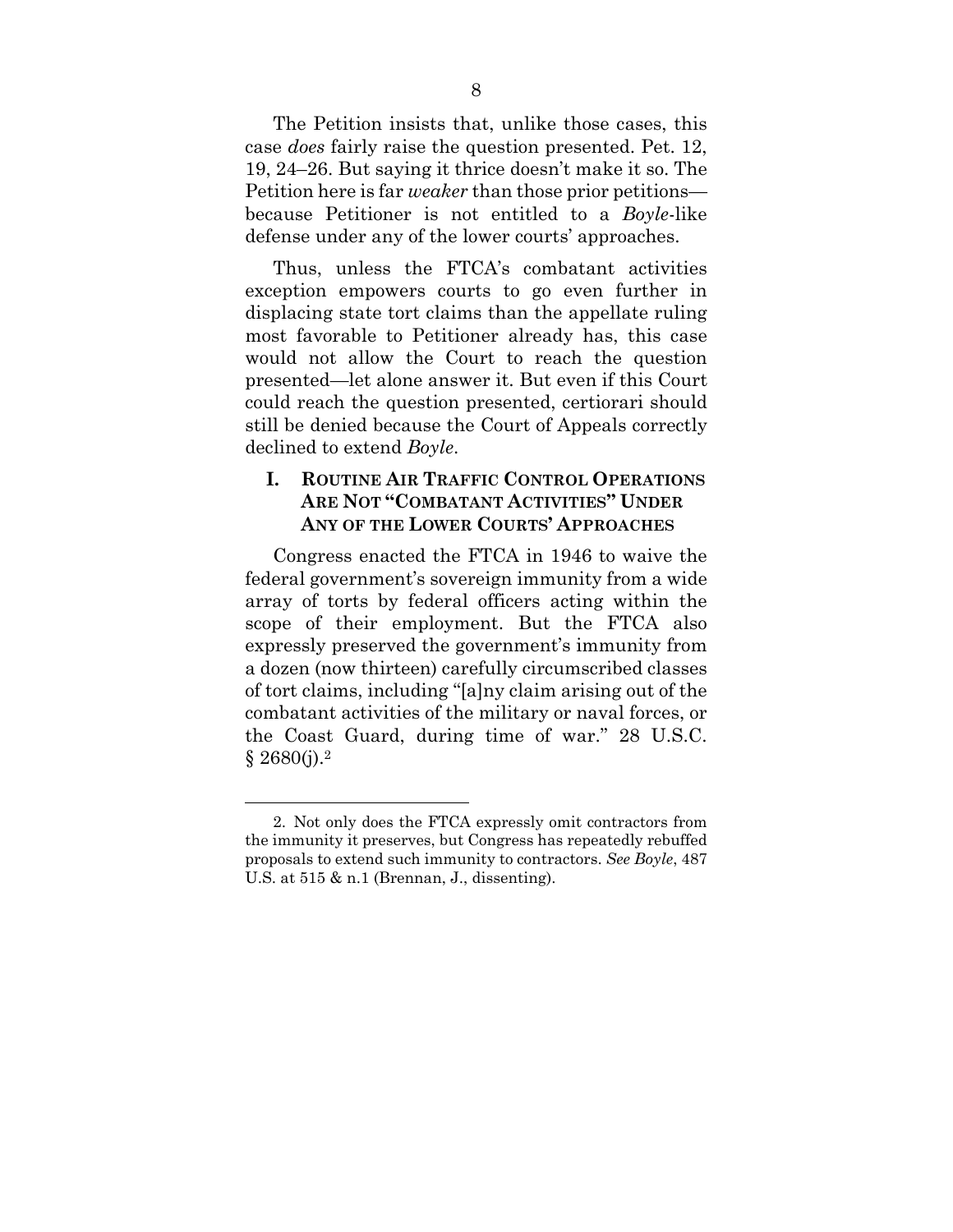The Petition insists that, unlike those cases, this case *does* fairly raise the question presented. Pet. 12, 19, 24–26. But saying it thrice doesn't make it so. The Petition here is far *weaker* than those prior petitions—because Petitioner is not entitled to a *Boyle*-like defense under any of the lower courts' approaches.

Thus, unless the FTCA's combatant activities exception empowers courts to go even further in displacing state tort claims than the appellate ruling most favorable to Petitioner already has, this case would not allow the Court to reach the question presented—let alone answer it. But even if this Court could reach the question presented, certiorari should still be denied because the Court of Appeals correctly declined to extend *Boyle*.

## I. ROUTINE AIR TRAFFIC CONTROL OPERATIONS ARE NOT "COMBATANT ACTIVITIES" UNDER ANY OF THE LOWER COURTS' APPROACHES

Congress enacted the FTCA in 1946 to waive the federal government's sovereign immunity from a wide array of torts by federal officers acting within the scope of their employment. But the FTCA also expressly preserved the government's immunity from a dozen (now thirteen) carefully circumscribed classes of tort claims, including "[a]ny claim arising out of the combatant activities of the military or naval forces, or the Coast Guard, during time of war." 28 U.S.C. § 2680(j).[2]

---

2. Not only does the FTCA expressly omit contractors from the immunity it preserves, but Congress has repeatedly rebuffed proposals to extend such immunity to contractors. *See Boyle*, 487 U.S. at 515 & n.1 (Brennan, J., dissenting).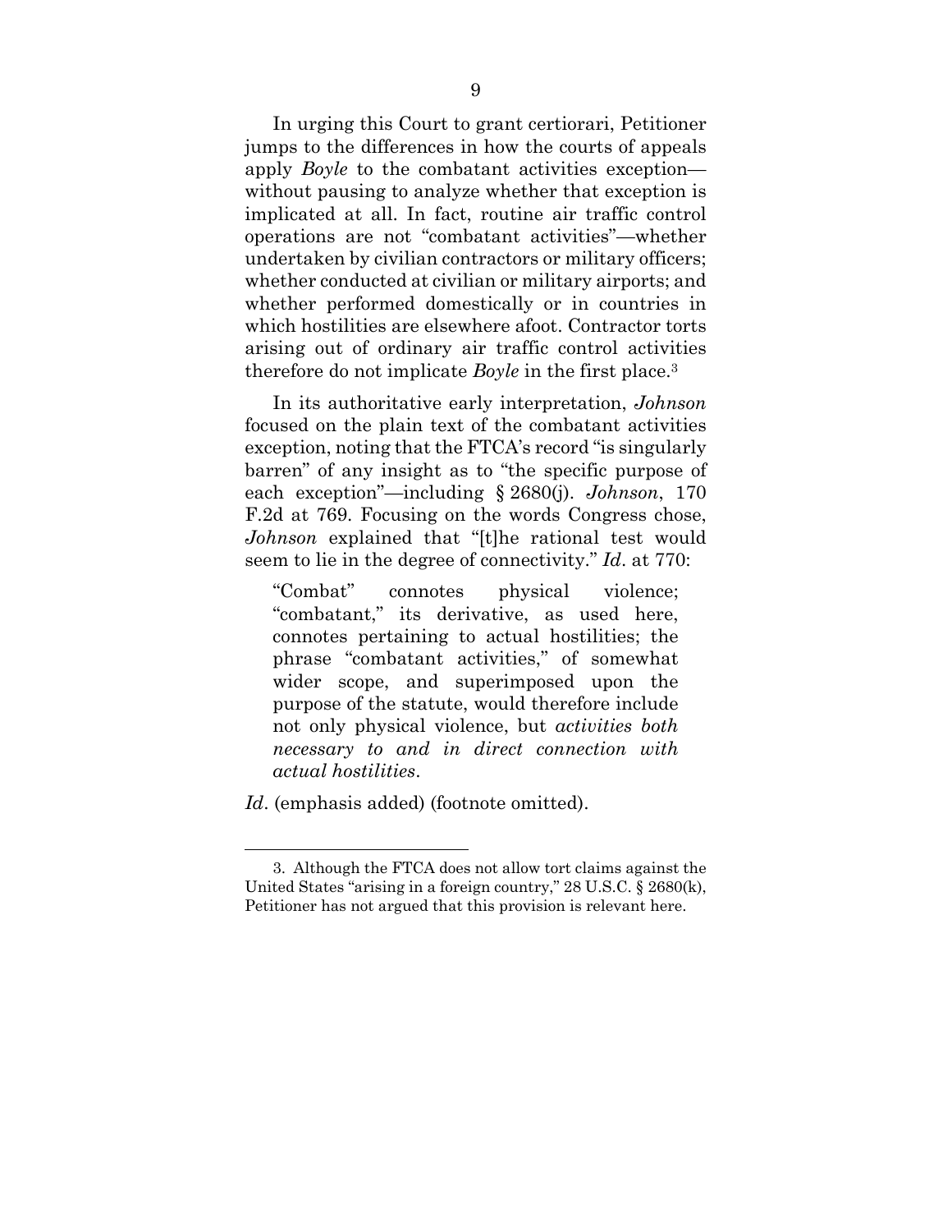In urging this Court to grant certiorari, Petitioner jumps to the differences in how the courts of appeals apply *Boyle* to the combatant activities exception—without pausing to analyze whether that exception is implicated at all. In fact, routine air traffic control operations are not "combatant activities"—whether undertaken by civilian contractors or military officers; whether conducted at civilian or military airports; and whether performed domestically or in countries in which hostilities are elsewhere afoot. Contractor torts arising out of ordinary air traffic control activities therefore do not implicate *Boyle* in the first place.[3]

In its authoritative early interpretation, *Johnson* focused on the plain text of the combatant activities exception, noting that the FTCA's record "is singularly barren" of any insight as to "the specific purpose of each exception"—including § 2680(j). *Johnson*, 170 F.2d at 769. Focusing on the words Congress chose, *Johnson* explained that "[t]he rational test would seem to lie in the degree of connectivity." *Id*. at 770:

> "Combat" connotes physical violence; "combatant," its derivative, as used here, connotes pertaining to actual hostilities; the phrase "combatant activities," of somewhat wider scope, and superimposed upon the purpose of the statute, would therefore include not only physical violence, but *activities both necessary to and in direct connection with actual hostilities*.

*Id*. (emphasis added) (footnote omitted).

---

3. Although the FTCA does not allow tort claims against the United States "arising in a foreign country," 28 U.S.C. § 2680(k), Petitioner has not argued that this provision is relevant here.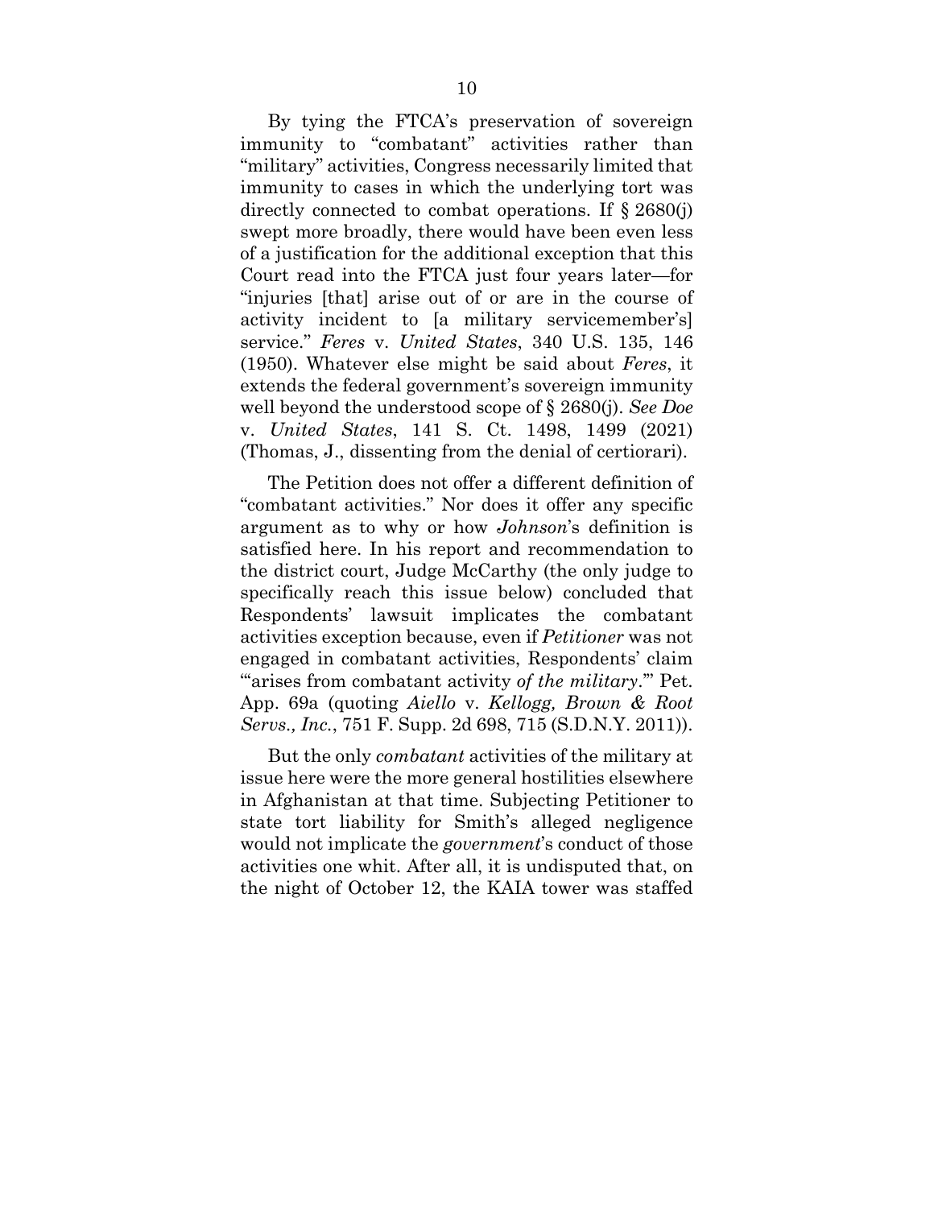By tying the FTCA's preservation of sovereign immunity to "combatant" activities rather than "military" activities, Congress necessarily limited that immunity to cases in which the underlying tort was directly connected to combat operations. If § 2680(j) swept more broadly, there would have been even less of a justification for the additional exception that this Court read into the FTCA just four years later—for "injuries [that] arise out of or are in the course of activity incident to [a military servicemember's] service." *Feres* v. *United States*, 340 U.S. 135, 146 (1950). Whatever else might be said about *Feres*, it extends the federal government's sovereign immunity well beyond the understood scope of § 2680(j). *See Doe* v. *United States*, 141 S. Ct. 1498, 1499 (2021) (Thomas, J., dissenting from the denial of certiorari).

The Petition does not offer a different definition of "combatant activities." Nor does it offer any specific argument as to why or how *Johnson*'s definition is satisfied here. In his report and recommendation to the district court, Judge McCarthy (the only judge to specifically reach this issue below) concluded that Respondents' lawsuit implicates the combatant activities exception because, even if *Petitioner* was not engaged in combatant activities, Respondents' claim "'arises from combatant activity *of the military*.'" Pet. App. 69a (quoting *Aiello* v. *Kellogg, Brown & Root Servs., Inc.*, 751 F. Supp. 2d 698, 715 (S.D.N.Y. 2011)).

But the only *combatant* activities of the military at issue here were the more general hostilities elsewhere in Afghanistan at that time. Subjecting Petitioner to state tort liability for Smith's alleged negligence would not implicate the *government*'s conduct of those activities one whit. After all, it is undisputed that, on the night of October 12, the KAIA tower was staffed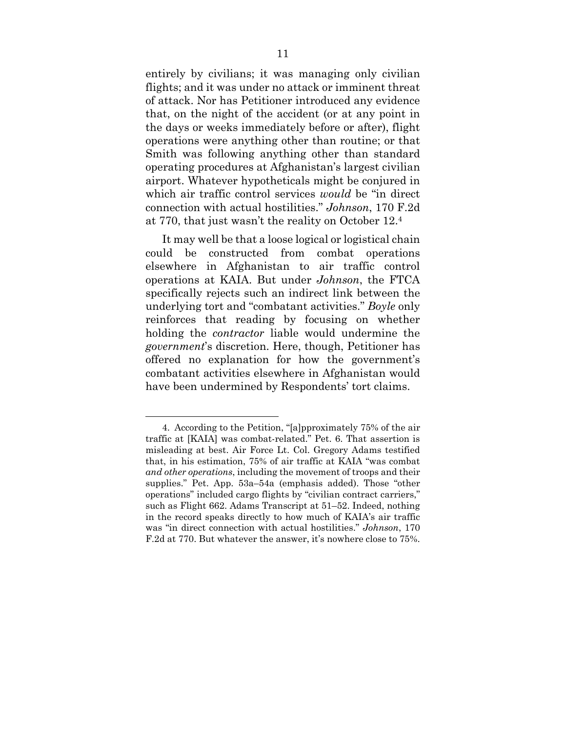entirely by civilians; it was managing only civilian flights; and it was under no attack or imminent threat of attack. Nor has Petitioner introduced any evidence that, on the night of the accident (or at any point in the days or weeks immediately before or after), flight operations were anything other than routine; or that Smith was following anything other than standard operating procedures at Afghanistan's largest civilian airport. Whatever hypotheticals might be conjured in which air traffic control services *would* be "in direct connection with actual hostilities." *Johnson*, 170 F.2d at 770, that just wasn't the reality on October 12.[4]

It may well be that a loose logical or logistical chain could be constructed from combat operations elsewhere in Afghanistan to air traffic control operations at KAIA. But under *Johnson*, the FTCA specifically rejects such an indirect link between the underlying tort and "combatant activities." *Boyle* only reinforces that reading by focusing on whether holding the *contractor* liable would undermine the *government*'s discretion. Here, though, Petitioner has offered no explanation for how the government's combatant activities elsewhere in Afghanistan would have been undermined by Respondents' tort claims.

---

4. According to the Petition, "[a]pproximately 75% of the air traffic at [KAIA] was combat-related." Pet. 6. That assertion is misleading at best. Air Force Lt. Col. Gregory Adams testified that, in his estimation, 75% of air traffic at KAIA "was combat *and other operations*, including the movement of troops and their supplies." Pet. App. 53a–54a (emphasis added). Those "other operations" included cargo flights by "civilian contract carriers," such as Flight 662. Adams Transcript at 51–52. Indeed, nothing in the record speaks directly to how much of KAIA's air traffic was "in direct connection with actual hostilities." *Johnson*, 170 F.2d at 770. But whatever the answer, it's nowhere close to 75%.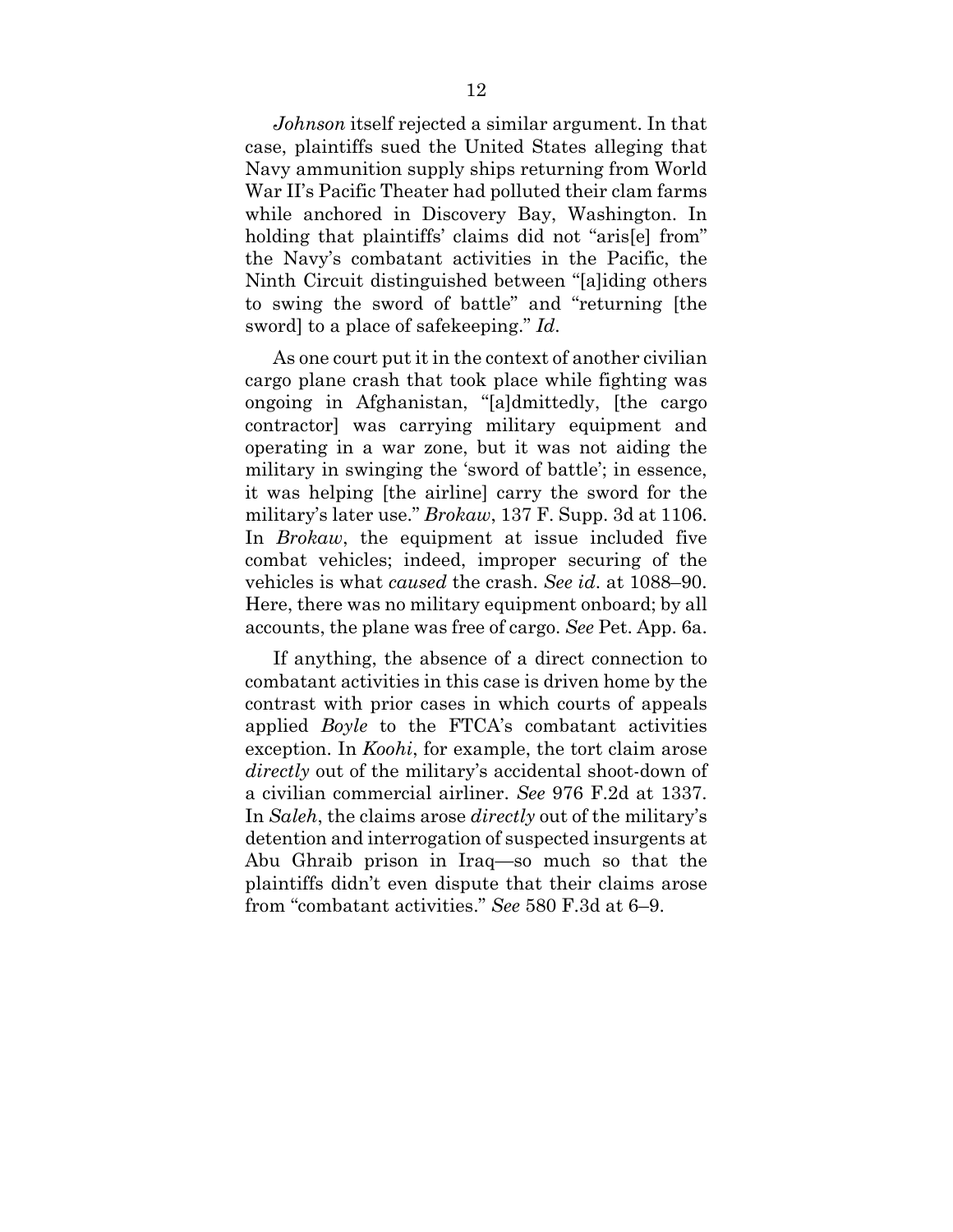*Johnson* itself rejected a similar argument. In that case, plaintiffs sued the United States alleging that Navy ammunition supply ships returning from World War II's Pacific Theater had polluted their clam farms while anchored in Discovery Bay, Washington. In holding that plaintiffs' claims did not "aris[e] from" the Navy's combatant activities in the Pacific, the Ninth Circuit distinguished between "[a]iding others to swing the sword of battle" and "returning [the sword] to a place of safekeeping." *Id.*

As one court put it in the context of another civilian cargo plane crash that took place while fighting was ongoing in Afghanistan, "[a]dmittedly, [the cargo contractor] was carrying military equipment and operating in a war zone, but it was not aiding the military in swinging the 'sword of battle'; in essence, it was helping [the airline] carry the sword for the military's later use." *Brokaw*, 137 F. Supp. 3d at 1106. In *Brokaw*, the equipment at issue included five combat vehicles; indeed, improper securing of the vehicles is what *caused* the crash. *See id.* at 1088–90. Here, there was no military equipment onboard; by all accounts, the plane was free of cargo. *See* Pet. App. 6a.

If anything, the absence of a direct connection to combatant activities in this case is driven home by the contrast with prior cases in which courts of appeals applied *Boyle* to the FTCA's combatant activities exception. In *Koohi*, for example, the tort claim arose *directly* out of the military's accidental shoot-down of a civilian commercial airliner. *See* 976 F.2d at 1337. In *Saleh*, the claims arose *directly* out of the military's detention and interrogation of suspected insurgents at Abu Ghraib prison in Iraq—so much so that the plaintiffs didn't even dispute that their claims arose from "combatant activities." *See* 580 F.3d at 6–9.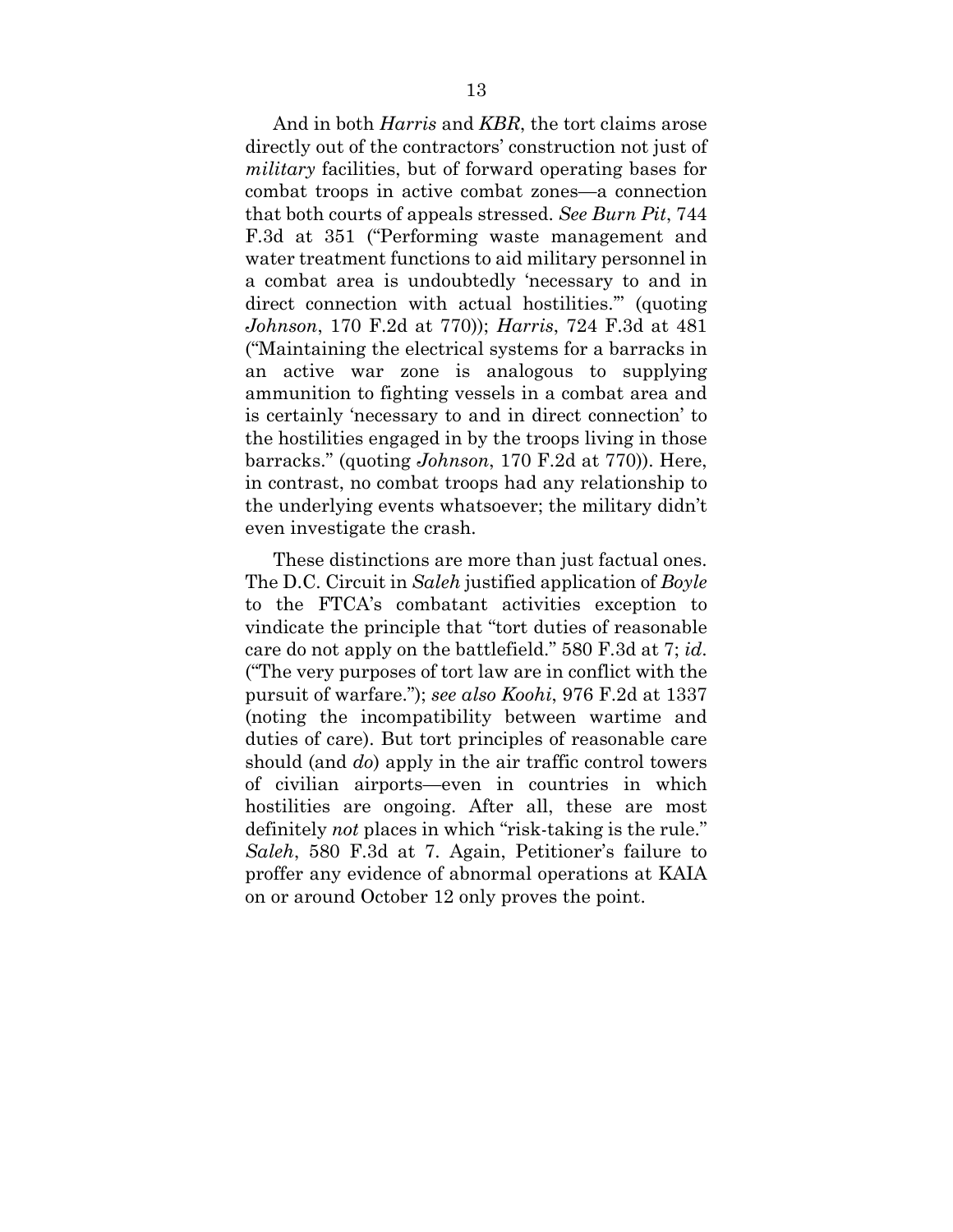And in both *Harris* and *KBR*, the tort claims arose directly out of the contractors' construction not just of *military* facilities, but of forward operating bases for combat troops in active combat zones—a connection that both courts of appeals stressed. *See Burn Pit*, 744 F.3d at 351 ("Performing waste management and water treatment functions to aid military personnel in a combat area is undoubtedly 'necessary to and in direct connection with actual hostilities.'" (quoting *Johnson*, 170 F.2d at 770)); *Harris*, 724 F.3d at 481 ("Maintaining the electrical systems for a barracks in an active war zone is analogous to supplying ammunition to fighting vessels in a combat area and is certainly 'necessary to and in direct connection' to the hostilities engaged in by the troops living in those barracks." (quoting *Johnson*, 170 F.2d at 770)). Here, in contrast, no combat troops had any relationship to the underlying events whatsoever; the military didn't even investigate the crash.

These distinctions are more than just factual ones. The D.C. Circuit in *Saleh* justified application of *Boyle* to the FTCA's combatant activities exception to vindicate the principle that "tort duties of reasonable care do not apply on the battlefield." 580 F.3d at 7; *id*. ("The very purposes of tort law are in conflict with the pursuit of warfare."); *see also Koohi*, 976 F.2d at 1337 (noting the incompatibility between wartime and duties of care). But tort principles of reasonable care should (and *do*) apply in the air traffic control towers of civilian airports—even in countries in which hostilities are ongoing. After all, these are most definitely *not* places in which "risk-taking is the rule." *Saleh*, 580 F.3d at 7. Again, Petitioner's failure to proffer any evidence of abnormal operations at KAIA on or around October 12 only proves the point.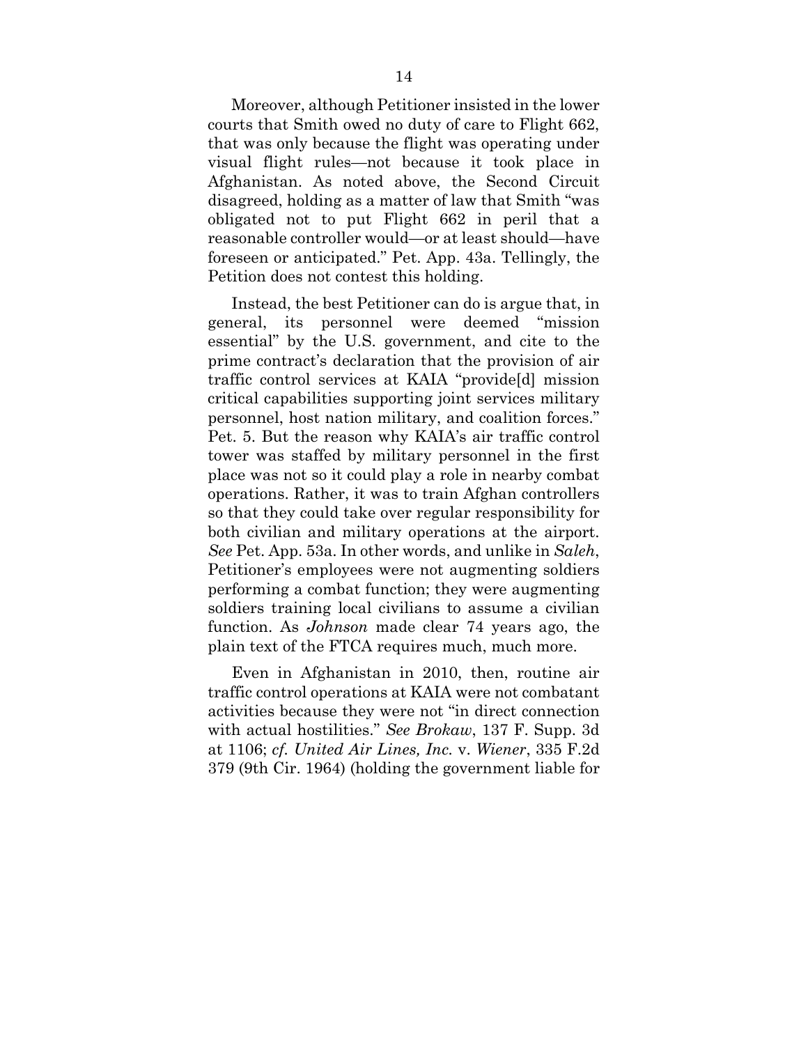Moreover, although Petitioner insisted in the lower courts that Smith owed no duty of care to Flight 662, that was only because the flight was operating under visual flight rules—not because it took place in Afghanistan. As noted above, the Second Circuit disagreed, holding as a matter of law that Smith "was obligated not to put Flight 662 in peril that a reasonable controller would—or at least should—have foreseen or anticipated." Pet. App. 43a. Tellingly, the Petition does not contest this holding.

Instead, the best Petitioner can do is argue that, in general, its personnel were deemed "mission essential" by the U.S. government, and cite to the prime contract's declaration that the provision of air traffic control services at KAIA "provide[d] mission critical capabilities supporting joint services military personnel, host nation military, and coalition forces." Pet. 5. But the reason why KAIA's air traffic control tower was staffed by military personnel in the first place was not so it could play a role in nearby combat operations. Rather, it was to train Afghan controllers so that they could take over regular responsibility for both civilian and military operations at the airport. *See* Pet. App. 53a. In other words, and unlike in *Saleh*, Petitioner's employees were not augmenting soldiers performing a combat function; they were augmenting soldiers training local civilians to assume a civilian function. As *Johnson* made clear 74 years ago, the plain text of the FTCA requires much, much more.

Even in Afghanistan in 2010, then, routine air traffic control operations at KAIA were not combatant activities because they were not "in direct connection with actual hostilities." *See Brokaw*, 137 F. Supp. 3d at 1106; *cf. United Air Lines, Inc.* v. *Wiener*, 335 F.2d 379 (9th Cir. 1964) (holding the government liable for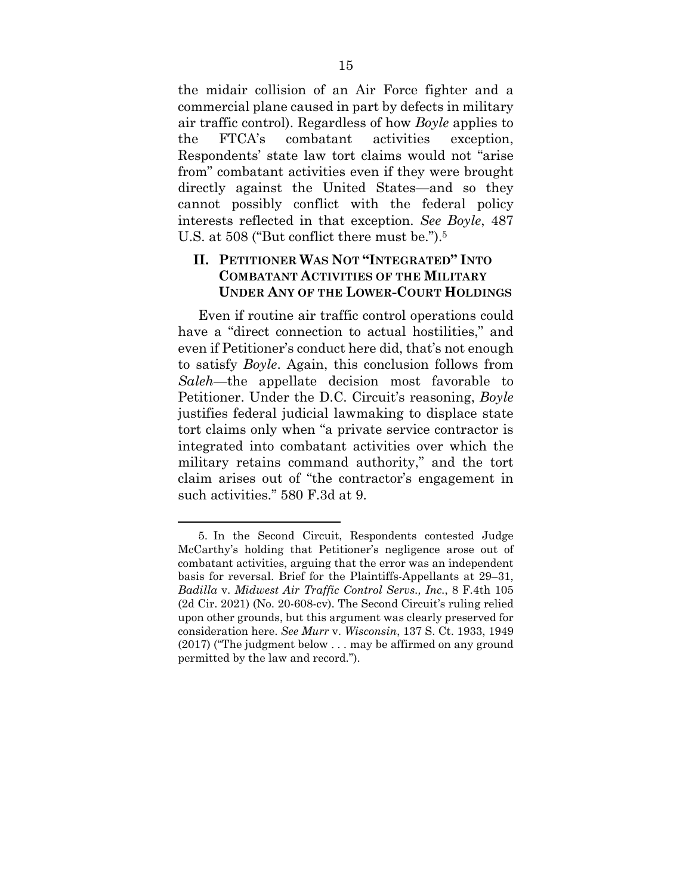the midair collision of an Air Force fighter and a commercial plane caused in part by defects in military air traffic control). Regardless of how *Boyle* applies to the FTCA's combatant activities exception, Respondents' state law tort claims would not "arise from" combatant activities even if they were brought directly against the United States—and so they cannot possibly conflict with the federal policy interests reflected in that exception. *See Boyle*, 487 U.S. at 508 ("But conflict there must be.").[5]

## II. Petitioner Was Not "Integrated" Into Combatant Activities of the Military Under Any of the Lower-Court Holdings

Even if routine air traffic control operations could have a "direct connection to actual hostilities," and even if Petitioner's conduct here did, that's not enough to satisfy *Boyle*. Again, this conclusion follows from *Saleh*—the appellate decision most favorable to Petitioner. Under the D.C. Circuit's reasoning, *Boyle* justifies federal judicial lawmaking to displace state tort claims only when "a private service contractor is integrated into combatant activities over which the military retains command authority," and the tort claim arises out of "the contractor's engagement in such activities." 580 F.3d at 9.

---

5. In the Second Circuit, Respondents contested Judge McCarthy's holding that Petitioner's negligence arose out of combatant activities, arguing that the error was an independent basis for reversal. Brief for the Plaintiffs-Appellants at 29–31, *Badilla* v. *Midwest Air Traffic Control Servs., Inc.*, 8 F.4th 105 (2d Cir. 2021) (No. 20-608-cv). The Second Circuit's ruling relied upon other grounds, but this argument was clearly preserved for consideration here. *See Murr* v. *Wisconsin*, 137 S. Ct. 1933, 1949 (2017) ("The judgment below . . . may be affirmed on any ground permitted by the law and record.").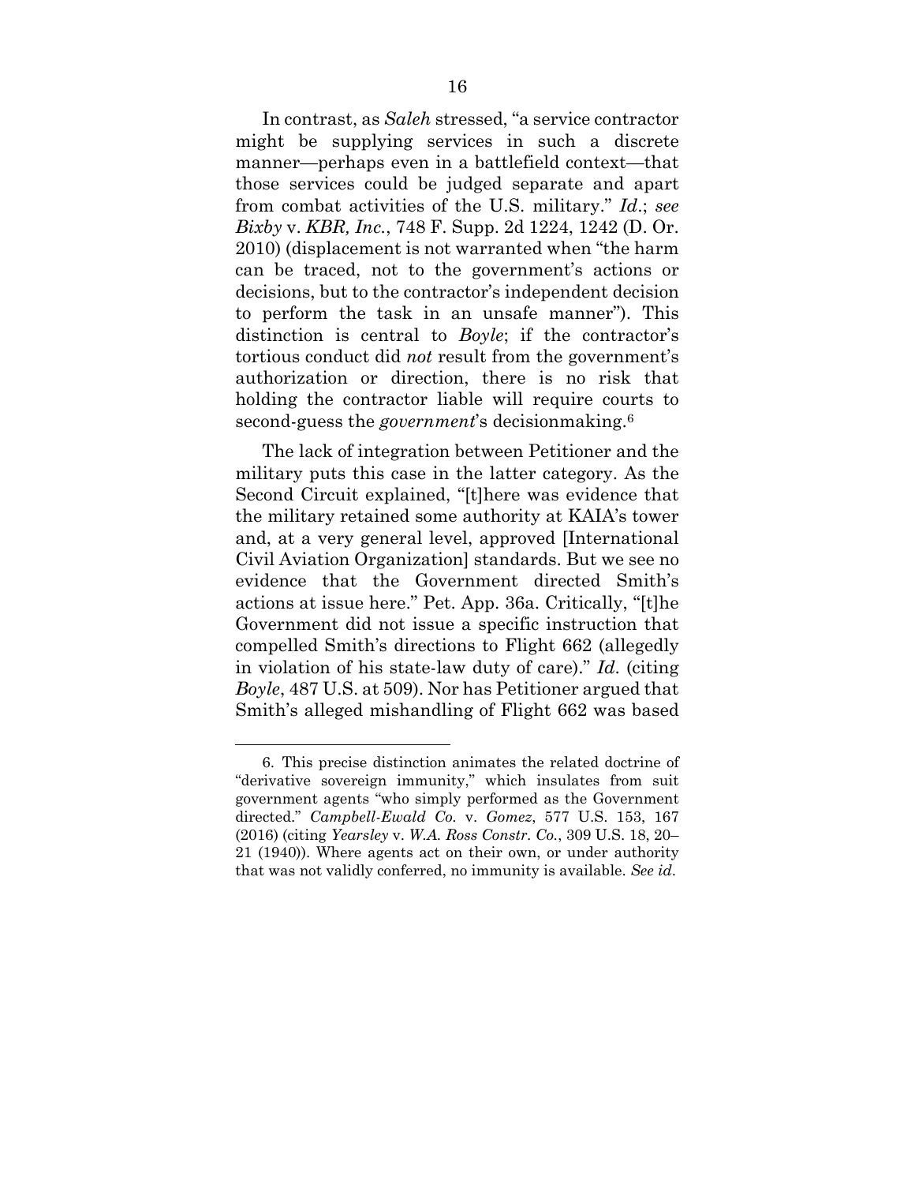In contrast, as *Saleh* stressed, "a service contractor might be supplying services in such a discrete manner—perhaps even in a battlefield context—that those services could be judged separate and apart from combat activities of the U.S. military." *Id*.; *see Bixby* v. *KBR, Inc.*, 748 F. Supp. 2d 1224, 1242 (D. Or. 2010) (displacement is not warranted when "the harm can be traced, not to the government's actions or decisions, but to the contractor's independent decision to perform the task in an unsafe manner"). This distinction is central to *Boyle*; if the contractor's tortious conduct did *not* result from the government's authorization or direction, there is no risk that holding the contractor liable will require courts to second-guess the *government*'s decisionmaking.[6]

The lack of integration between Petitioner and the military puts this case in the latter category. As the Second Circuit explained, "[t]here was evidence that the military retained some authority at KAIA's tower and, at a very general level, approved [International Civil Aviation Organization] standards. But we see no evidence that the Government directed Smith's actions at issue here." Pet. App. 36a. Critically, "[t]he Government did not issue a specific instruction that compelled Smith's directions to Flight 662 (allegedly in violation of his state-law duty of care)." *Id*. (citing *Boyle*, 487 U.S. at 509). Nor has Petitioner argued that Smith's alleged mishandling of Flight 662 was based

---

6. This precise distinction animates the related doctrine of "derivative sovereign immunity," which insulates from suit government agents "who simply performed as the Government directed." *Campbell-Ewald Co.* v. *Gomez*, 577 U.S. 153, 167 (2016) (citing *Yearsley* v. *W.A. Ross Constr. Co.*, 309 U.S. 18, 20–21 (1940)). Where agents act on their own, or under authority that was not validly conferred, no immunity is available. *See id*.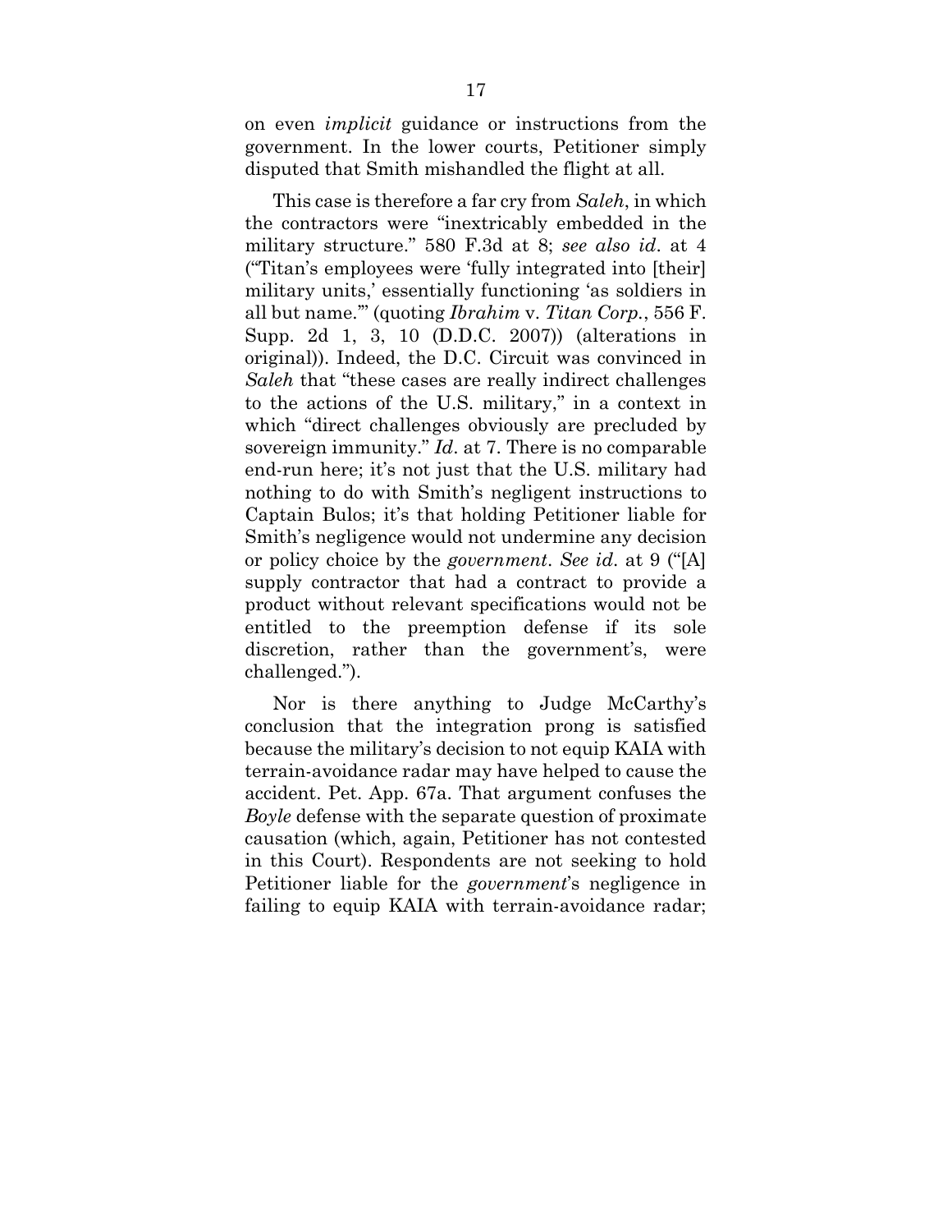on even *implicit* guidance or instructions from the government. In the lower courts, Petitioner simply disputed that Smith mishandled the flight at all.

This case is therefore a far cry from *Saleh*, in which the contractors were "inextricably embedded in the military structure." 580 F.3d at 8; *see also id*. at 4 ("Titan's employees were 'fully integrated into [their] military units,' essentially functioning 'as soldiers in all but name.'" (quoting *Ibrahim* v. *Titan Corp.*, 556 F. Supp. 2d 1, 3, 10 (D.D.C. 2007)) (alterations in original)). Indeed, the D.C. Circuit was convinced in *Saleh* that "these cases are really indirect challenges to the actions of the U.S. military," in a context in which "direct challenges obviously are precluded by sovereign immunity." *Id*. at 7. There is no comparable end-run here; it's not just that the U.S. military had nothing to do with Smith's negligent instructions to Captain Bulos; it's that holding Petitioner liable for Smith's negligence would not undermine any decision or policy choice by the *government*. *See id*. at 9 ("[A] supply contractor that had a contract to provide a product without relevant specifications would not be entitled to the preemption defense if its sole discretion, rather than the government's, were challenged.").

Nor is there anything to Judge McCarthy's conclusion that the integration prong is satisfied because the military's decision to not equip KAIA with terrain-avoidance radar may have helped to cause the accident. Pet. App. 67a. That argument confuses the *Boyle* defense with the separate question of proximate causation (which, again, Petitioner has not contested in this Court). Respondents are not seeking to hold Petitioner liable for the *government*'s negligence in failing to equip KAIA with terrain-avoidance radar;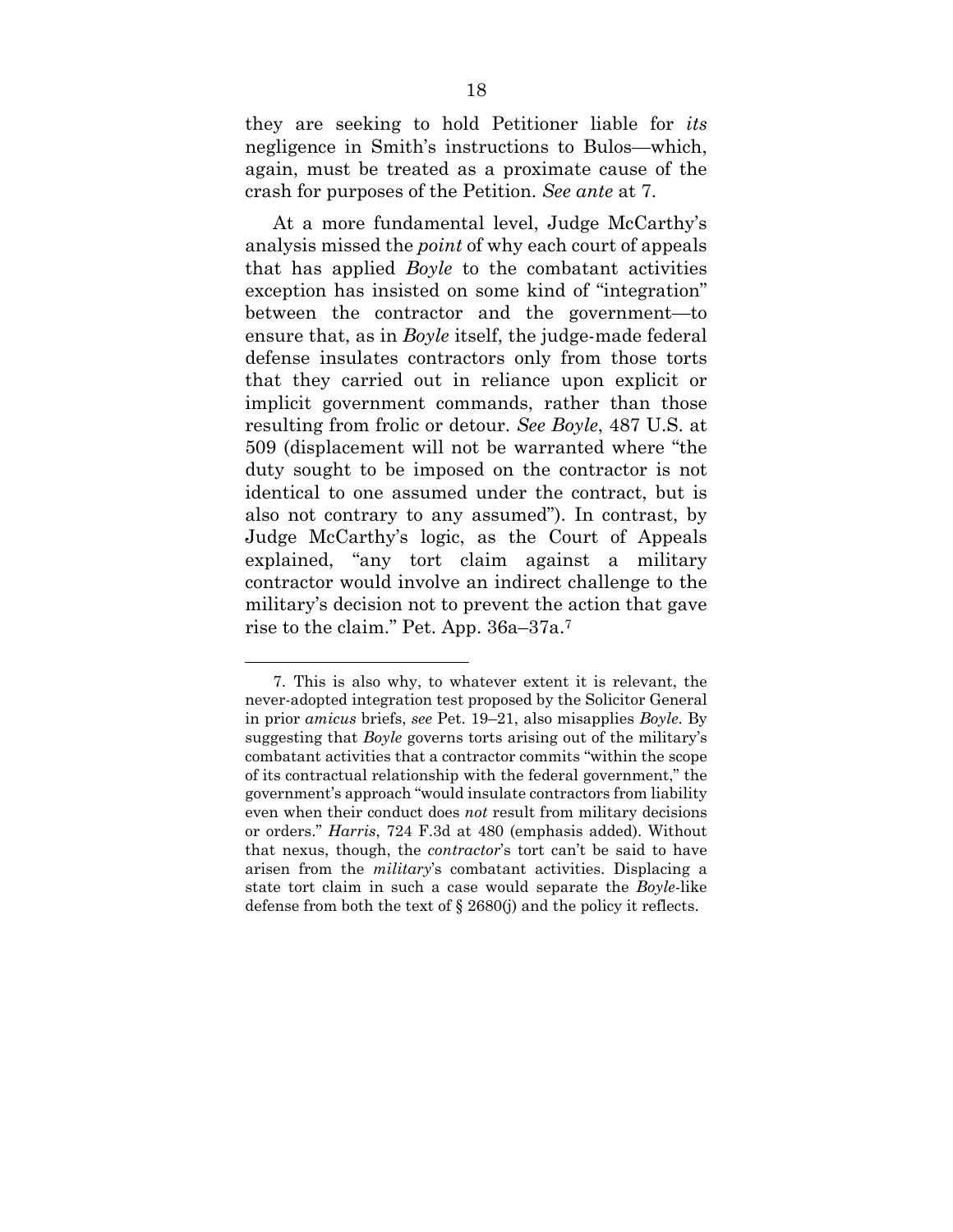they are seeking to hold Petitioner liable for *its* negligence in Smith's instructions to Bulos—which, again, must be treated as a proximate cause of the crash for purposes of the Petition. *See ante* at 7.

At a more fundamental level, Judge McCarthy's analysis missed the *point* of why each court of appeals that has applied *Boyle* to the combatant activities exception has insisted on some kind of "integration" between the contractor and the government—to ensure that, as in *Boyle* itself, the judge-made federal defense insulates contractors only from those torts that they carried out in reliance upon explicit or implicit government commands, rather than those resulting from frolic or detour. *See Boyle*, 487 U.S. at 509 (displacement will not be warranted where "the duty sought to be imposed on the contractor is not identical to one assumed under the contract, but is also not contrary to any assumed"). In contrast, by Judge McCarthy's logic, as the Court of Appeals explained, "any tort claim against a military contractor would involve an indirect challenge to the military's decision not to prevent the action that gave rise to the claim." Pet. App. 36a–37a.[7]

---

7. This is also why, to whatever extent it is relevant, the never-adopted integration test proposed by the Solicitor General in prior *amicus* briefs, *see* Pet. 19–21, also misapplies *Boyle*. By suggesting that *Boyle* governs torts arising out of the military's combatant activities that a contractor commits "within the scope of its contractual relationship with the federal government," the government's approach "would insulate contractors from liability even when their conduct does *not* result from military decisions or orders." *Harris*, 724 F.3d at 480 (emphasis added). Without that nexus, though, the *contractor*'s tort can't be said to have arisen from the *military*'s combatant activities. Displacing a state tort claim in such a case would separate the *Boyle*-like defense from both the text of § 2680(j) and the policy it reflects.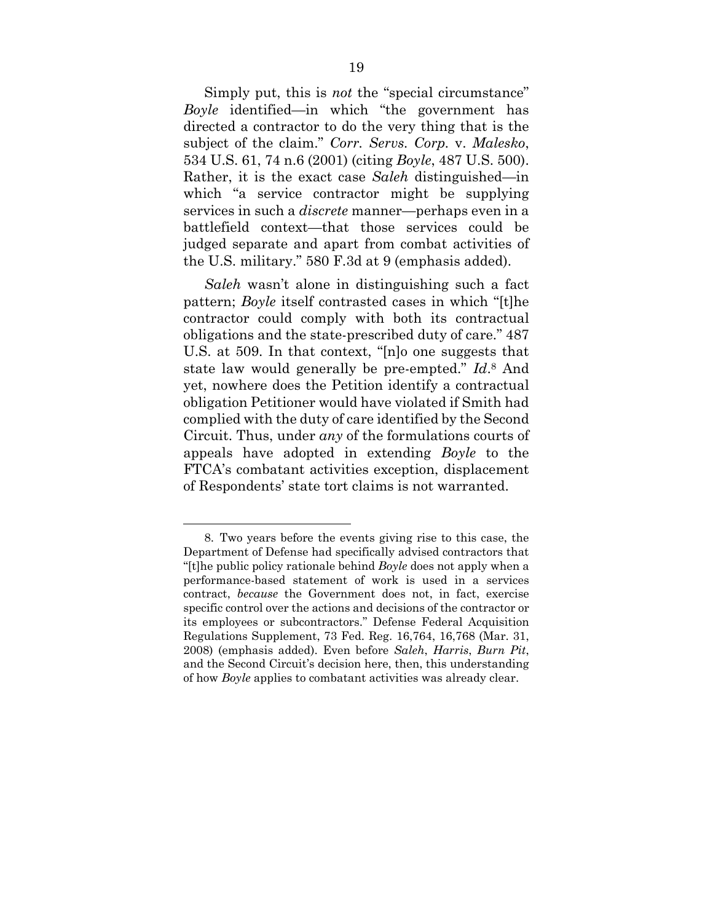Simply put, this is *not* the "special circumstance" *Boyle* identified—in which "the government has directed a contractor to do the very thing that is the subject of the claim." *Corr. Servs. Corp.* v. *Malesko*, 534 U.S. 61, 74 n.6 (2001) (citing *Boyle*, 487 U.S. 500). Rather, it is the exact case *Saleh* distinguished—in which "a service contractor might be supplying services in such a *discrete* manner—perhaps even in a battlefield context—that those services could be judged separate and apart from combat activities of the U.S. military." 580 F.3d at 9 (emphasis added).

*Saleh* wasn't alone in distinguishing such a fact pattern; *Boyle* itself contrasted cases in which "[t]he contractor could comply with both its contractual obligations and the state-prescribed duty of care." 487 U.S. at 509. In that context, "[n]o one suggests that state law would generally be pre-empted." *Id*.[8] And yet, nowhere does the Petition identify a contractual obligation Petitioner would have violated if Smith had complied with the duty of care identified by the Second Circuit. Thus, under *any* of the formulations courts of appeals have adopted in extending *Boyle* to the FTCA's combatant activities exception, displacement of Respondents' state tort claims is not warranted.

---

8. Two years before the events giving rise to this case, the Department of Defense had specifically advised contractors that "[t]he public policy rationale behind *Boyle* does not apply when a performance-based statement of work is used in a services contract, *because* the Government does not, in fact, exercise specific control over the actions and decisions of the contractor or its employees or subcontractors." Defense Federal Acquisition Regulations Supplement, 73 Fed. Reg. 16,764, 16,768 (Mar. 31, 2008) (emphasis added). Even before *Saleh*, *Harris*, *Burn Pit*, and the Second Circuit's decision here, then, this understanding of how *Boyle* applies to combatant activities was already clear.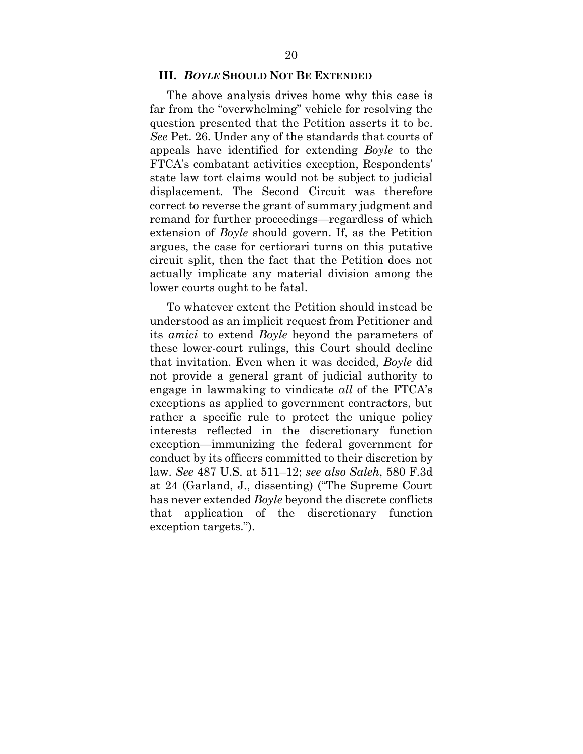### III. *BOYLE* SHOULD NOT BE EXTENDED

The above analysis drives home why this case is far from the "overwhelming" vehicle for resolving the question presented that the Petition asserts it to be. *See* Pet. 26. Under any of the standards that courts of appeals have identified for extending *Boyle* to the FTCA's combatant activities exception, Respondents' state law tort claims would not be subject to judicial displacement. The Second Circuit was therefore correct to reverse the grant of summary judgment and remand for further proceedings—regardless of which extension of *Boyle* should govern. If, as the Petition argues, the case for certiorari turns on this putative circuit split, then the fact that the Petition does not actually implicate any material division among the lower courts ought to be fatal.

To whatever extent the Petition should instead be understood as an implicit request from Petitioner and its *amici* to extend *Boyle* beyond the parameters of these lower-court rulings, this Court should decline that invitation. Even when it was decided, *Boyle* did not provide a general grant of judicial authority to engage in lawmaking to vindicate *all* of the FTCA's exceptions as applied to government contractors, but rather a specific rule to protect the unique policy interests reflected in the discretionary function exception—immunizing the federal government for conduct by its officers committed to their discretion by law. *See* 487 U.S. at 511–12; *see also Saleh*, 580 F.3d at 24 (Garland, J., dissenting) ("The Supreme Court has never extended *Boyle* beyond the discrete conflicts that application of the discretionary function exception targets.").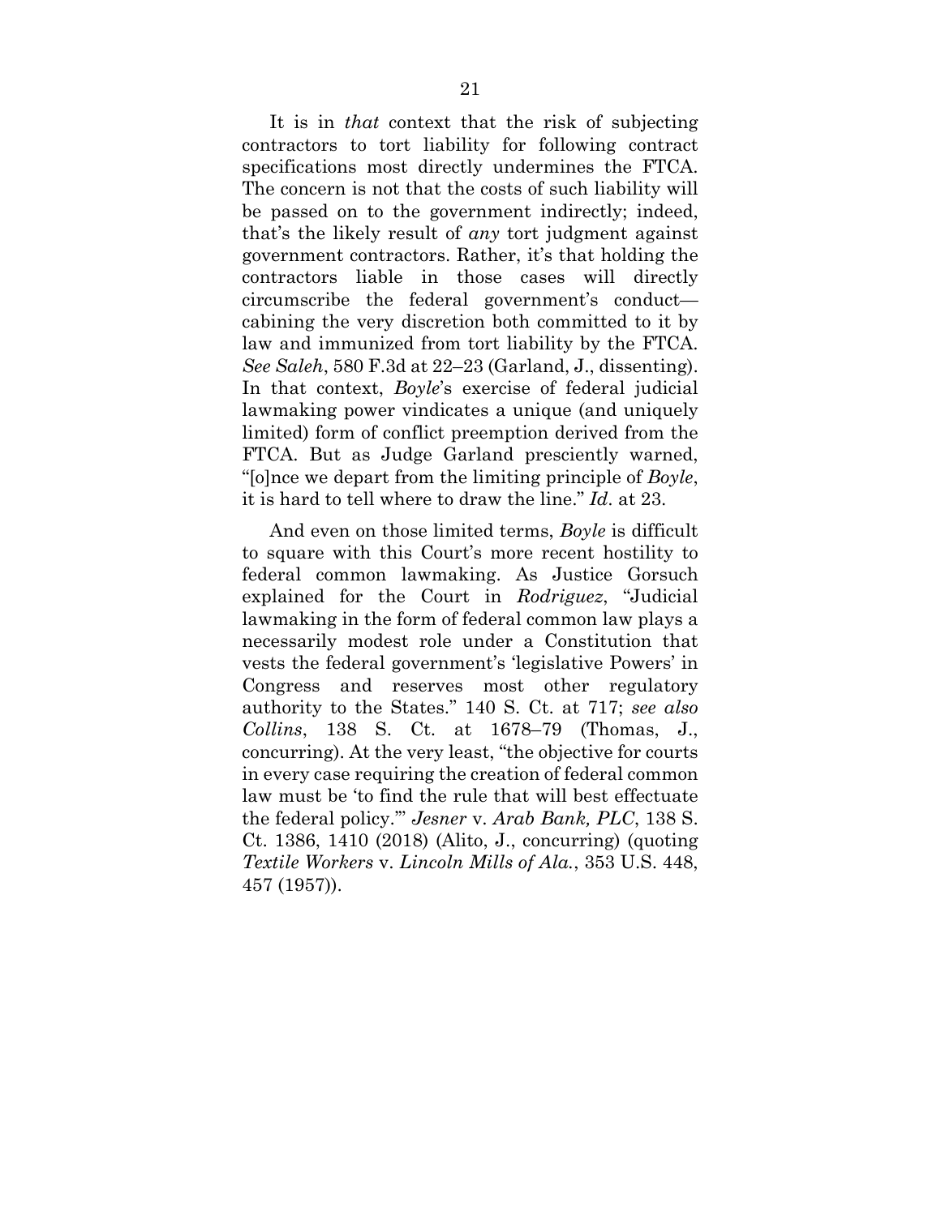It is in *that* context that the risk of subjecting contractors to tort liability for following contract specifications most directly undermines the FTCA. The concern is not that the costs of such liability will be passed on to the government indirectly; indeed, that's the likely result of *any* tort judgment against government contractors. Rather, it's that holding the contractors liable in those cases will directly circumscribe the federal government's conduct—cabining the very discretion both committed to it by law and immunized from tort liability by the FTCA. *See Saleh*, 580 F.3d at 22–23 (Garland, J., dissenting). In that context, *Boyle*'s exercise of federal judicial lawmaking power vindicates a unique (and uniquely limited) form of conflict preemption derived from the FTCA. But as Judge Garland presciently warned, "[o]nce we depart from the limiting principle of *Boyle*, it is hard to tell where to draw the line." *Id*. at 23.

And even on those limited terms, *Boyle* is difficult to square with this Court's more recent hostility to federal common lawmaking. As Justice Gorsuch explained for the Court in *Rodriguez*, "Judicial lawmaking in the form of federal common law plays a necessarily modest role under a Constitution that vests the federal government's 'legislative Powers' in Congress and reserves most other regulatory authority to the States." 140 S. Ct. at 717; *see also Collins*, 138 S. Ct. at 1678–79 (Thomas, J., concurring). At the very least, "the objective for courts in every case requiring the creation of federal common law must be 'to find the rule that will best effectuate the federal policy.'" *Jesner* v. *Arab Bank, PLC*, 138 S. Ct. 1386, 1410 (2018) (Alito, J., concurring) (quoting *Textile Workers* v. *Lincoln Mills of Ala.*, 353 U.S. 448, 457 (1957)).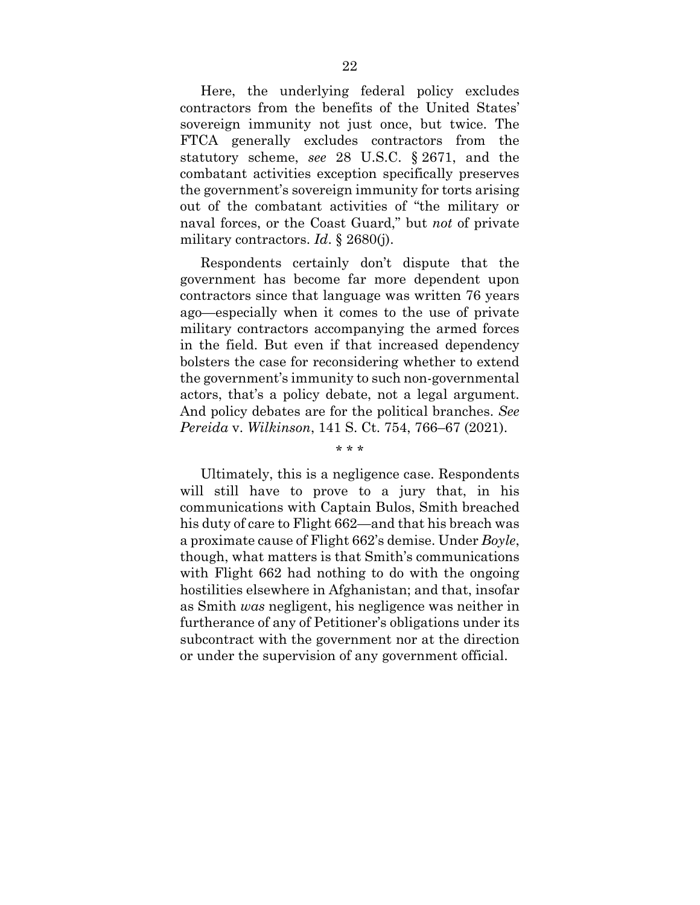Here, the underlying federal policy excludes contractors from the benefits of the United States' sovereign immunity not just once, but twice. The FTCA generally excludes contractors from the statutory scheme, *see* 28 U.S.C. § 2671, and the combatant activities exception specifically preserves the government's sovereign immunity for torts arising out of the combatant activities of "the military or naval forces, or the Coast Guard," but *not* of private military contractors. *Id*. § 2680(j).

Respondents certainly don't dispute that the government has become far more dependent upon contractors since that language was written 76 years ago—especially when it comes to the use of private military contractors accompanying the armed forces in the field. But even if that increased dependency bolsters the case for reconsidering whether to extend the government's immunity to such non-governmental actors, that's a policy debate, not a legal argument. And policy debates are for the political branches. *See Pereida* v. *Wilkinson*, 141 S. Ct. 754, 766–67 (2021).

\* \* \*

Ultimately, this is a negligence case. Respondents will still have to prove to a jury that, in his communications with Captain Bulos, Smith breached his duty of care to Flight 662—and that his breach was a proximate cause of Flight 662's demise. Under *Boyle*, though, what matters is that Smith's communications with Flight 662 had nothing to do with the ongoing hostilities elsewhere in Afghanistan; and that, insofar as Smith *was* negligent, his negligence was neither in furtherance of any of Petitioner's obligations under its subcontract with the government nor at the direction or under the supervision of any government official.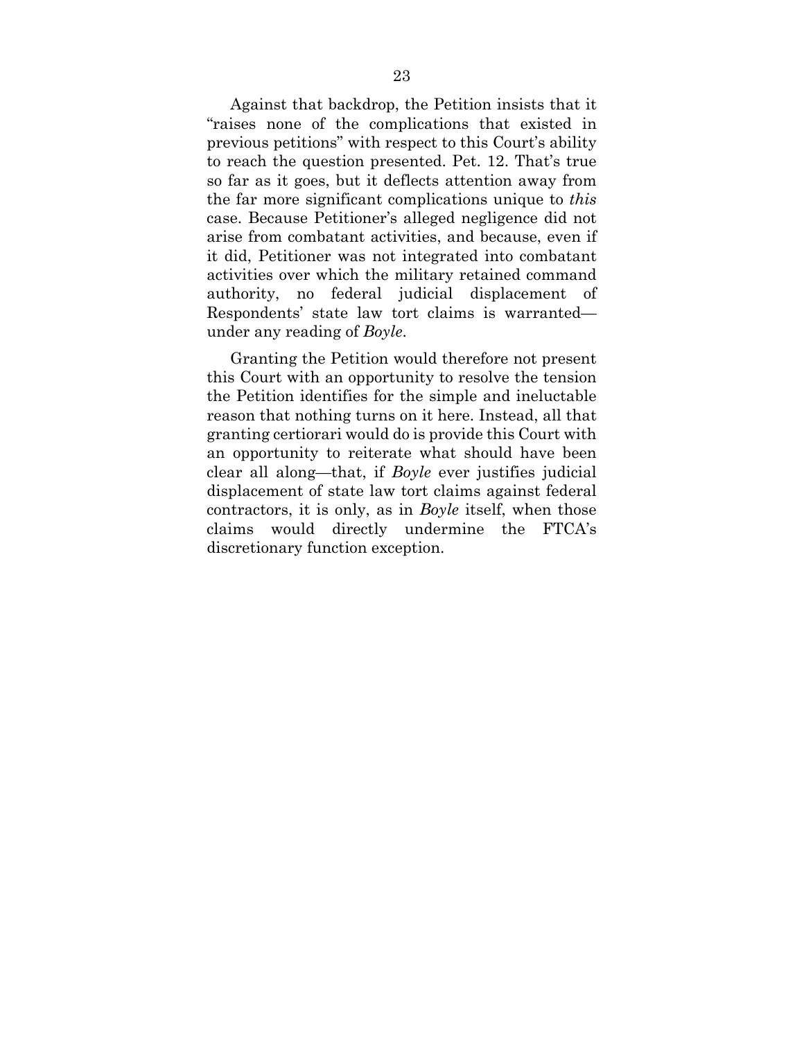Against that backdrop, the Petition insists that it "raises none of the complications that existed in previous petitions" with respect to this Court's ability to reach the question presented. Pet. 12. That's true so far as it goes, but it deflects attention away from the far more significant complications unique to *this* case. Because Petitioner's alleged negligence did not arise from combatant activities, and because, even if it did, Petitioner was not integrated into combatant activities over which the military retained command authority, no federal judicial displacement of Respondents' state law tort claims is warranted—under any reading of *Boyle*.

Granting the Petition would therefore not present this Court with an opportunity to resolve the tension the Petition identifies for the simple and ineluctable reason that nothing turns on it here. Instead, all that granting certiorari would do is provide this Court with an opportunity to reiterate what should have been clear all along—that, if *Boyle* ever justifies judicial displacement of state law tort claims against federal contractors, it is only, as in *Boyle* itself, when those claims would directly undermine the FTCA's discretionary function exception.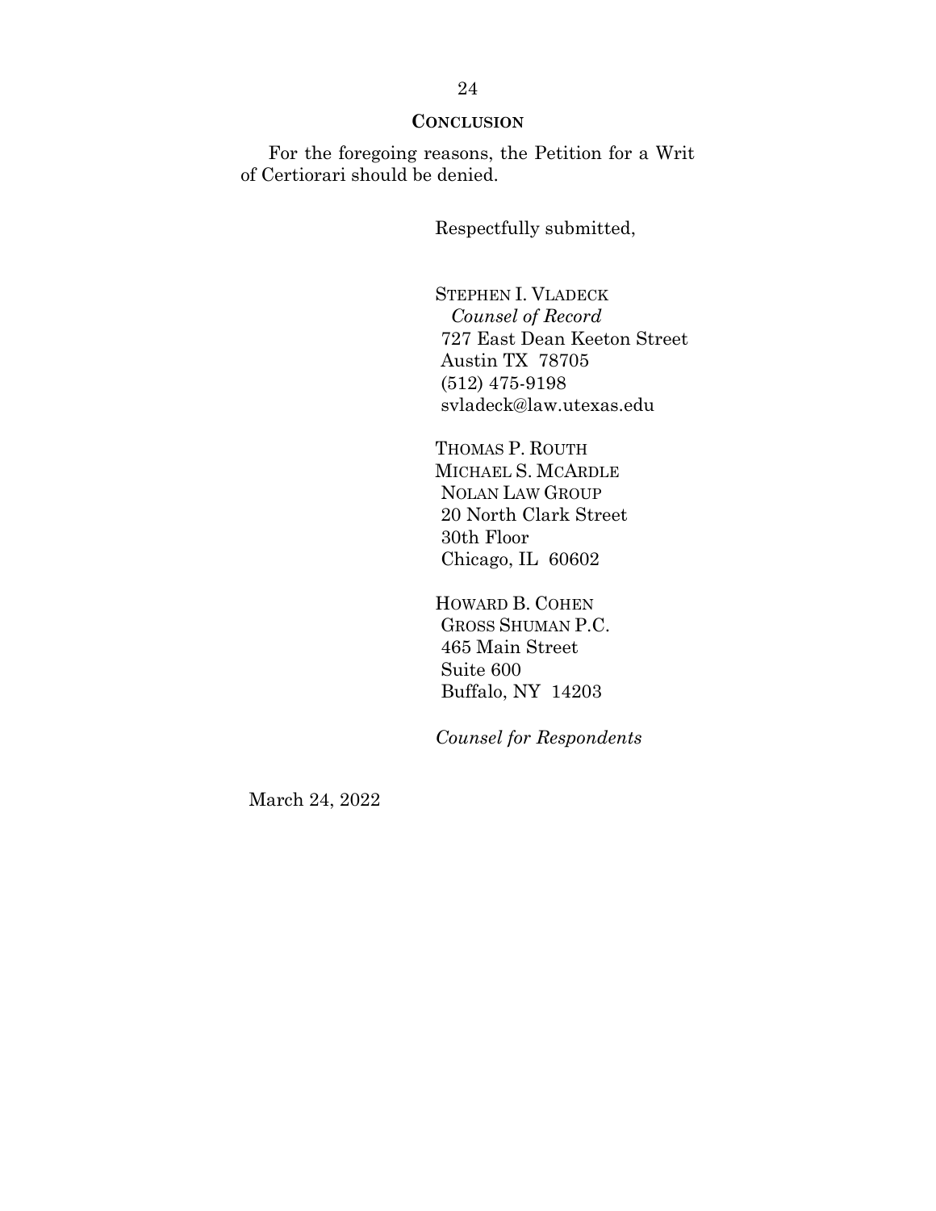## CONCLUSION

For the foregoing reasons, the Petition for a Writ of Certiorari should be denied.

Respectfully submitted,

STEPHEN I. VLADECK
*Counsel of Record*
727 East Dean Keeton Street
Austin TX 78705
(512) 475-9198
svladeck@law.utexas.edu

THOMAS P. ROUTH
MICHAEL S. MCARDLE
NOLAN LAW GROUP
20 North Clark Street
30th Floor
Chicago, IL 60602

HOWARD B. COHEN
GROSS SHUMAN P.C.
465 Main Street
Suite 600
Buffalo, NY 14203

*Counsel for Respondents*

March 24, 2022